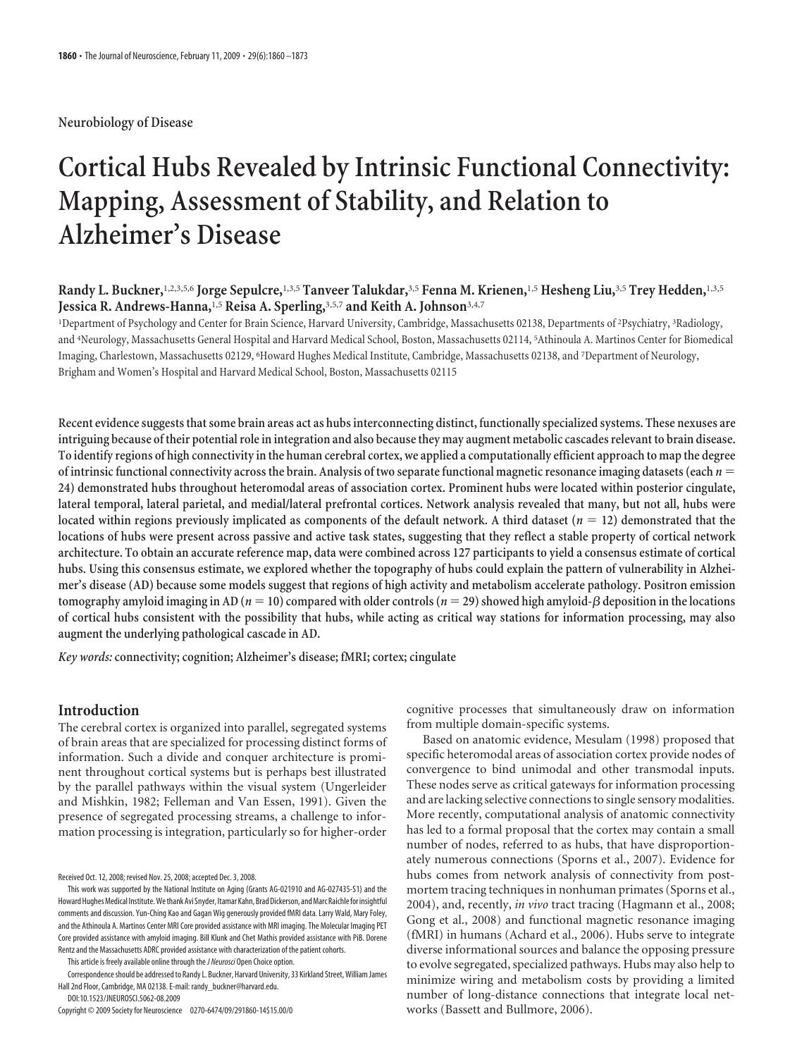Neurobiology of Disease

# Cortical Hubs Revealed by Intrinsic Functional Connectivity: Mapping, Assessment of Stability, and Relation to Alzheimer's Disease

**Randy L. Buckner,[1,2,3,5,6] Jorge Sepulcre,[1,3,5] Tanveer Talukdar,[3,5] Fenna M. Krienen,[1,5] Hesheng Liu,[3,5] Trey Hedden,[1,3,5] Jessica R. Andrews-Hanna,[1,5] Reisa A. Sperling,[3,5,7] and Keith A. Johnson[3,4,7]**

[1]Department of Psychology and Center for Brain Science, Harvard University, Cambridge, Massachusetts 02138, Departments of [2]Psychiatry, [3]Radiology, and [4]Neurology, Massachusetts General Hospital and Harvard Medical School, Boston, Massachusetts 02114, [5]Athinoula A. Martinos Center for Biomedical Imaging, Charlestown, Massachusetts 02129, [6]Howard Hughes Medical Institute, Cambridge, Massachusetts 02138, and [7]Department of Neurology, Brigham and Women's Hospital and Harvard Medical School, Boston, Massachusetts 02115

**Recent evidence suggests that some brain areas act as hubs interconnecting distinct, functionally specialized systems. These nexuses are intriguing because of their potential role in integration and also because they may augment metabolic cascades relevant to brain disease. To identify regions of high connectivity in the human cerebral cortex, we applied a computationally efficient approach to map the degree of intrinsic functional connectivity across the brain. Analysis of two separate functional magnetic resonance imaging datasets (each $n = 24$) demonstrated hubs throughout heteromodal areas of association cortex. Prominent hubs were located within posterior cingulate, lateral temporal, lateral parietal, and medial/lateral prefrontal cortices. Network analysis revealed that many, but not all, hubs were located within regions previously implicated as components of the default network. A third dataset ($n = 12$) demonstrated that the locations of hubs were present across passive and active task states, suggesting that they reflect a stable property of cortical network architecture. To obtain an accurate reference map, data were combined across 127 participants to yield a consensus estimate of cortical hubs. Using this consensus estimate, we explored whether the topography of hubs could explain the pattern of vulnerability in Alzheimer's disease (AD) because some models suggest that regions of high activity and metabolism accelerate pathology. Positron emission tomography amyloid imaging in AD ($n = 10$) compared with older controls ($n = 29$) showed high amyloid-$\beta$ deposition in the locations of cortical hubs consistent with the possibility that hubs, while acting as critical way stations for information processing, may also augment the underlying pathological cascade in AD.**

*Key words:* **connectivity; cognition; Alzheimer's disease; fMRI; cortex; cingulate**

## Introduction

The cerebral cortex is organized into parallel, segregated systems of brain areas that are specialized for processing distinct forms of information. Such a divide and conquer architecture is prominent throughout cortical systems but is perhaps best illustrated by the parallel pathways within the visual system (Ungerleider and Mishkin, 1982; Felleman and Van Essen, 1991). Given the presence of segregated processing streams, a challenge to information processing is integration, particularly so for higher-order cognitive processes that simultaneously draw on information from multiple domain-specific systems.

Based on anatomic evidence, Mesulam (1998) proposed that specific heteromodal areas of association cortex provide nodes of convergence to bind unimodal and other transmodal inputs. These nodes serve as critical gateways for information processing and are lacking selective connections to single sensory modalities. More recently, computational analysis of anatomic connectivity has led to a formal proposal that the cortex may contain a small number of nodes, referred to as hubs, that have disproportionately numerous connections (Sporns et al., 2007). Evidence for hubs comes from network analysis of connectivity from postmortem tracing techniques in nonhuman primates (Sporns et al., 2004), and, recently, *in vivo* tract tracing (Hagmann et al., 2008; Gong et al., 2008) and functional magnetic resonance imaging (fMRI) in humans (Achard et al., 2006). Hubs serve to integrate diverse informational sources and balance the opposing pressure to evolve segregated, specialized pathways. Hubs may also help to minimize wiring and metabolism costs by providing a limited number of long-distance connections that integrate local networks (Bassett and Bullmore, 2006).

Received Oct. 12, 2008; revised Nov. 25, 2008; accepted Dec. 3, 2008.

This work was supported by the National Institute on Aging (Grants AG-021910 and AG-027435-S1) and the Howard Hughes Medical Institute. We thank Avi Snyder, Itamar Kahn, Brad Dickerson, and Marc Raichle for insightful comments and discussion. Yun-Ching Kao and Gagan Wig generously provided fMRI data. Larry Wald, Mary Foley, and the Athinoula A. Martinos Center MRI Core provided assistance with MRI imaging. The Molecular Imaging PET Core provided assistance with amyloid imaging. Bill Klunk and Chet Mathis provided assistance with PiB. Dorene Rentz and the Massachusetts ADRC provided assistance with characterization of the patient cohorts.

This article is freely available online through the *J Neurosci* Open Choice option.

Correspondence should be addressed to Randy L. Buckner, Harvard University, 33 Kirkland Street, William James Hall 2nd Floor, Cambridge, MA 02138. E-mail: randy_buckner@harvard.edu.

DOI:10.1523/JNEUROSCI.5062-08.2009

Copyright © 2009 Society for Neuroscience 0270-6474/09/291860-14$15.00/0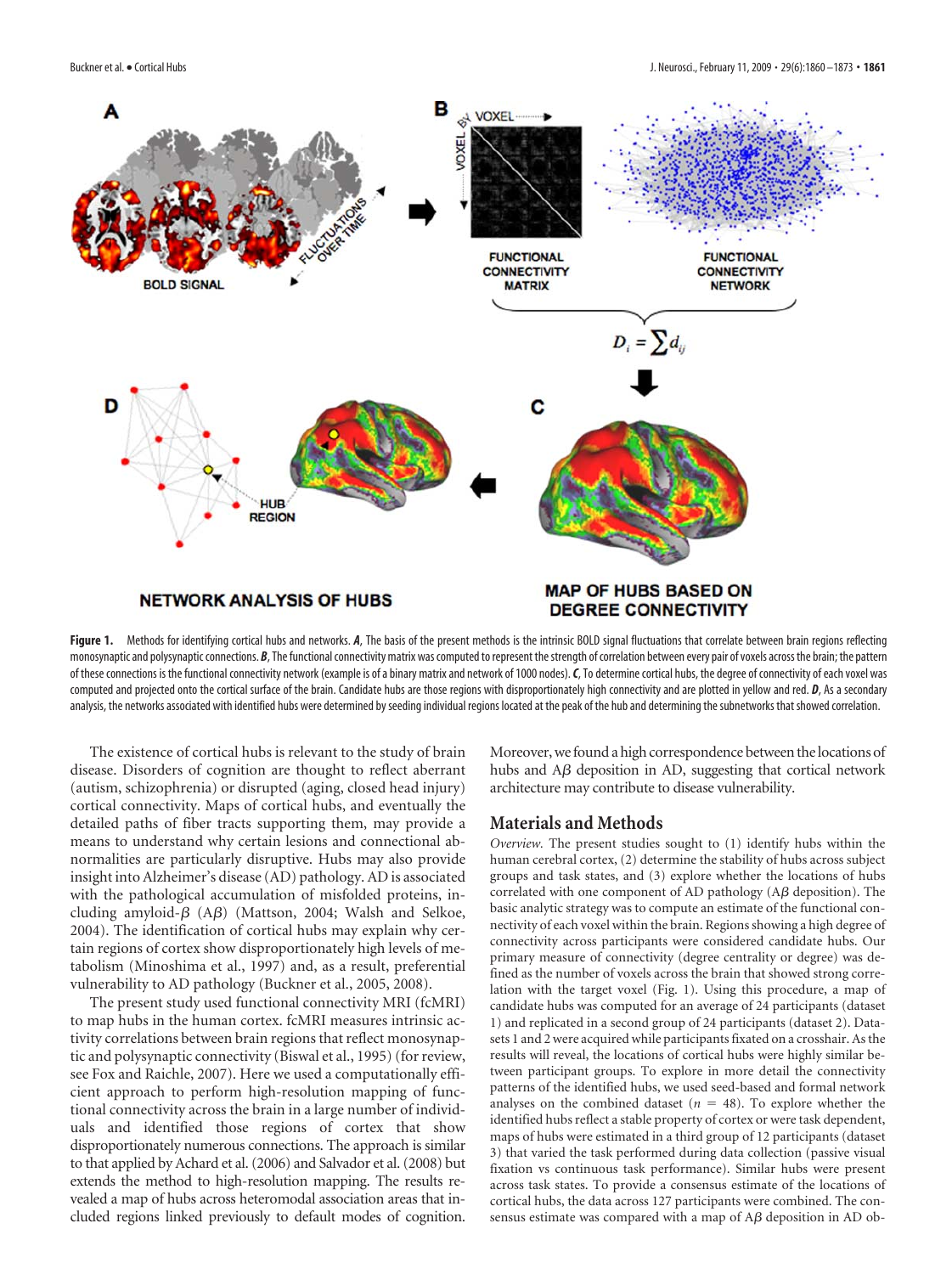**Figure 1.** Methods for identifying cortical hubs and networks. ***A***, The basis of the present methods is the intrinsic BOLD signal fluctuations that correlate between brain regions reflecting monosynaptic and polysynaptic connections. ***B***, The functional connectivity matrix was computed to represent the strength of correlation between every pair of voxels across the brain; the pattern of these connections is the functional connectivity network (example is of a binary matrix and network of 1000 nodes). ***C***, To determine cortical hubs, the degree of connectivity of each voxel was computed and projected onto the cortical surface of the brain. Candidate hubs are those regions with disproportionately high connectivity and are plotted in yellow and red. ***D***, As a secondary analysis, the networks associated with identified hubs were determined by seeding individual regions located at the peak of the hub and determining the subnetworks that showed correlation.

The existence of cortical hubs is relevant to the study of brain disease. Disorders of cognition are thought to reflect aberrant (autism, schizophrenia) or disrupted (aging, closed head injury) cortical connectivity. Maps of cortical hubs, and eventually the detailed paths of fiber tracts supporting them, may provide a means to understand why certain lesions and connectional abnormalities are particularly disruptive. Hubs may also provide insight into Alzheimer's disease (AD) pathology. AD is associated with the pathological accumulation of misfolded proteins, including amyloid-$\beta$ (A$\beta$) (Mattson, 2004; Walsh and Selkoe, 2004). The identification of cortical hubs may explain why certain regions of cortex show disproportionately high levels of metabolism (Minoshima et al., 1997) and, as a result, preferential vulnerability to AD pathology (Buckner et al., 2005, 2008).

The present study used functional connectivity MRI (fcMRI) to map hubs in the human cortex. fcMRI measures intrinsic activity correlations between brain regions that reflect monosynaptic and polysynaptic connectivity (Biswal et al., 1995) (for review, see Fox and Raichle, 2007). Here we used a computationally efficient approach to perform high-resolution mapping of functional connectivity across the brain in a large number of individuals and identified those regions of cortex that show disproportionately numerous connections. The approach is similar to that applied by Achard et al. (2006) and Salvador et al. (2008) but extends the method to high-resolution mapping. The results revealed a map of hubs across heteromodal association areas that included regions linked previously to default modes of cognition. Moreover, we found a high correspondence between the locations of hubs and A$\beta$ deposition in AD, suggesting that cortical network architecture may contribute to disease vulnerability.

## Materials and Methods

*Overview.* The present studies sought to (1) identify hubs within the human cerebral cortex, (2) determine the stability of hubs across subject groups and task states, and (3) explore whether the locations of hubs correlated with one component of AD pathology (A$\beta$ deposition). The basic analytic strategy was to compute an estimate of the functional connectivity of each voxel within the brain. Regions showing a high degree of connectivity across participants were considered candidate hubs. Our primary measure of connectivity (degree centrality or degree) was defined as the number of voxels across the brain that showed strong correlation with the target voxel (Fig. 1). Using this procedure, a map of candidate hubs was computed for an average of 24 participants (dataset 1) and replicated in a second group of 24 participants (dataset 2). Datasets 1 and 2 were acquired while participants fixated on a crosshair. As the results will reveal, the locations of cortical hubs were highly similar between participant groups. To explore in more detail the connectivity patterns of the identified hubs, we used seed-based and formal network analyses on the combined dataset ($n$ = 48). To explore whether the identified hubs reflect a stable property of cortex or were task dependent, maps of hubs were estimated in a third group of 12 participants (dataset 3) that varied the task performed during data collection (passive visual fixation vs continuous task performance). Similar hubs were present across task states. To provide a consensus estimate of the locations of cortical hubs, the data across 127 participants were combined. The consensus estimate was compared with a map of A$\beta$ deposition in AD ob-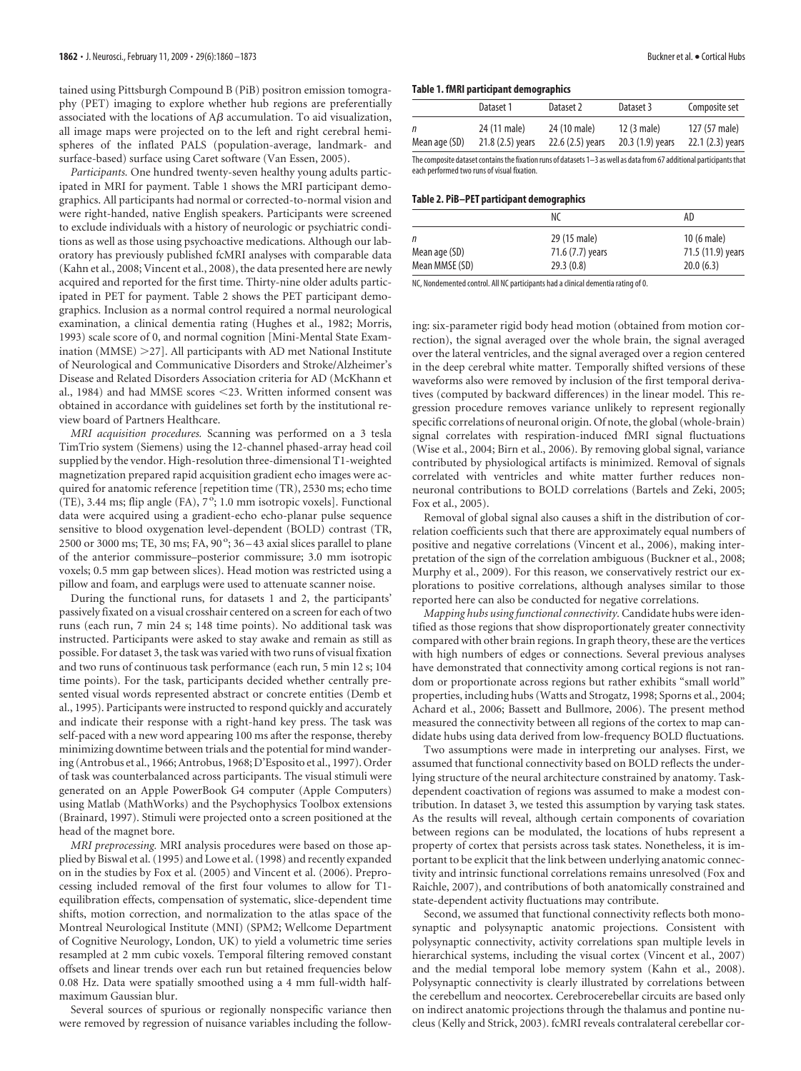tained using Pittsburgh Compound B (PiB) positron emission tomography (PET) imaging to explore whether hub regions are preferentially associated with the locations of A$\beta$ accumulation. To aid visualization, all image maps were projected on to the left and right cerebral hemispheres of the inflated PALS (population-average, landmark- and surface-based) surface using Caret software (Van Essen, 2005).

*Participants.* One hundred twenty-seven healthy young adults participated in MRI for payment. Table 1 shows the MRI participant demographics. All participants had normal or corrected-to-normal vision and were right-handed, native English speakers. Participants were screened to exclude individuals with a history of neurologic or psychiatric conditions as well as those using psychoactive medications. Although our laboratory has previously published fcMRI analyses with comparable data (Kahn et al., 2008; Vincent et al., 2008), the data presented here are newly acquired and reported for the first time. Thirty-nine older adults participated in PET for payment. Table 2 shows the PET participant demographics. Inclusion as a normal control required a normal neurological examination, a clinical dementia rating (Hughes et al., 1982; Morris, 1993) scale score of 0, and normal cognition [Mini-Mental State Examination (MMSE) >27]. All participants with AD met National Institute of Neurological and Communicative Disorders and Stroke/Alzheimer's Disease and Related Disorders Association criteria for AD (McKhann et al., 1984) and had MMSE scores <23. Written informed consent was obtained in accordance with guidelines set forth by the institutional review board of Partners Healthcare.

*MRI acquisition procedures.* Scanning was performed on a 3 tesla TimTrio system (Siemens) using the 12-channel phased-array head coil supplied by the vendor. High-resolution three-dimensional T1-weighted magnetization prepared rapid acquisition gradient echo images were acquired for anatomic reference [repetition time (TR), 2530 ms; echo time (TE), 3.44 ms; flip angle (FA), 7°; 1.0 mm isotropic voxels]. Functional data were acquired using a gradient-echo echo-planar pulse sequence sensitive to blood oxygenation level-dependent (BOLD) contrast (TR, 2500 or 3000 ms; TE, 30 ms; FA, 90°; 36–43 axial slices parallel to plane of the anterior commissure–posterior commissure; 3.0 mm isotropic voxels; 0.5 mm gap between slices). Head motion was restricted using a pillow and foam, and earplugs were used to attenuate scanner noise.

During the functional runs, for datasets 1 and 2, the participants' passively fixated on a visual crosshair centered on a screen for each of two runs (each run, 7 min 24 s; 148 time points). No additional task was instructed. Participants were asked to stay awake and remain as still as possible. For dataset 3, the task was varied with two runs of visual fixation and two runs of continuous task performance (each run, 5 min 12 s; 104 time points). For the task, participants decided whether centrally presented visual words represented abstract or concrete entities (Demb et al., 1995). Participants were instructed to respond quickly and accurately and indicate their response with a right-hand key press. The task was self-paced with a new word appearing 100 ms after the response, thereby minimizing downtime between trials and the potential for mind wandering (Antrobus et al., 1966; Antrobus, 1968; D'Esposito et al., 1997). Order of task was counterbalanced across participants. The visual stimuli were generated on an Apple PowerBook G4 computer (Apple Computers) using Matlab (MathWorks) and the Psychophysics Toolbox extensions (Brainard, 1997). Stimuli were projected onto a screen positioned at the head of the magnet bore.

*MRI preprocessing.* MRI analysis procedures were based on those applied by Biswal et al. (1995) and Lowe et al. (1998) and recently expanded on in the studies by Fox et al. (2005) and Vincent et al. (2006). Preprocessing included removal of the first four volumes to allow for T1-equilibration effects, compensation of systematic, slice-dependent time shifts, motion correction, and normalization to the atlas space of the Montreal Neurological Institute (MNI) (SPM2; Wellcome Department of Cognitive Neurology, London, UK) to yield a volumetric time series resampled at 2 mm cubic voxels. Temporal filtering removed constant offsets and linear trends over each run but retained frequencies below 0.08 Hz. Data were spatially smoothed using a 4 mm full-width half-maximum Gaussian blur.

Several sources of spurious or regionally nonspecific variance then were removed by regression of nuisance variables including the following: six-parameter rigid body head motion (obtained from motion correction), the signal averaged over the whole brain, the signal averaged over the lateral ventricles, and the signal averaged over a region centered in the deep cerebral white matter. Temporally shifted versions of these waveforms also were removed by inclusion of the first temporal derivatives (computed by backward differences) in the linear model. This regression procedure removes variance unlikely to represent regionally specific correlations of neuronal origin. Of note, the global (whole-brain) signal correlates with respiration-induced fMRI signal fluctuations (Wise et al., 2004; Birn et al., 2006). By removing global signal, variance contributed by physiological artifacts is minimized. Removal of signals correlated with ventricles and white matter further reduces non-neuronal contributions to BOLD correlations (Bartels and Zeki, 2005; Fox et al., 2005).

Removal of global signal also causes a shift in the distribution of correlation coefficients such that there are approximately equal numbers of positive and negative correlations (Vincent et al., 2006), making interpretation of the sign of the correlation ambiguous (Buckner et al., 2008; Murphy et al., 2009). For this reason, we conservatively restrict our explorations to positive correlations, although analyses similar to those reported here can also be conducted for negative correlations.

*Mapping hubs using functional connectivity.* Candidate hubs were identified as those regions that show disproportionately greater connectivity compared with other brain regions. In graph theory, these are the vertices with high numbers of edges or connections. Several previous analyses have demonstrated that connectivity among cortical regions is not random or proportionate across regions but rather exhibits "small world" properties, including hubs (Watts and Strogatz, 1998; Sporns et al., 2004; Achard et al., 2006; Bassett and Bullmore, 2006). The present method measured the connectivity between all regions of the cortex to map candidate hubs using data derived from low-frequency BOLD fluctuations.

Two assumptions were made in interpreting our analyses. First, we assumed that functional connectivity based on BOLD reflects the underlying structure of the neural architecture constrained by anatomy. Task-dependent coactivation of regions was assumed to make a modest contribution. In dataset 3, we tested this assumption by varying task states. As the results will reveal, although certain components of covariation between regions can be modulated, the locations of hubs represent a property of cortex that persists across task states. Nonetheless, it is important to be explicit that the link between underlying anatomic connectivity and intrinsic functional correlations remains unresolved (Fox and Raichle, 2007), and contributions of both anatomically constrained and state-dependent activity fluctuations may contribute.

Second, we assumed that functional connectivity reflects both monosynaptic and polysynaptic anatomic projections. Consistent with polysynaptic connectivity, activity correlations span multiple levels in hierarchical systems, including the visual cortex (Vincent et al., 2007) and the medial temporal lobe memory system (Kahn et al., 2008). Polysynaptic connectivity is clearly illustrated by correlations between the cerebellum and neocortex. Cerebrocerebellar circuits are based only on indirect anatomic projections through the thalamus and pontine nucleus (Kelly and Strick, 2003). fcMRI reveals contralateral cerebellar cor-

**Table 1. fMRI participant demographics**

| | Dataset 1 | Dataset 2 | Dataset 3 | Composite set |
|---|---|---|---|---|
| *n* | 24 (11 male) | 24 (10 male) | 12 (3 male) | 127 (57 male) |
| Mean age (SD) | 21.8 (2.5) years | 22.6 (2.5) years | 20.3 (1.9) years | 22.1 (2.3) years |

The composite dataset contains the fixation runs of datasets 1–3 as well as data from 67 additional participants that each performed two runs of visual fixation.

**Table 2. PiB–PET participant demographics**

| | NC | AD |
|---|---|---|
| *n* | 29 (15 male) | 10 (6 male) |
| Mean age (SD) | 71.6 (7.7) years | 71.5 (11.9) years |
| Mean MMSE (SD) | 29.3 (0.8) | 20.0 (6.3) |

NC, Nondemented control. All NC participants had a clinical dementia rating of 0.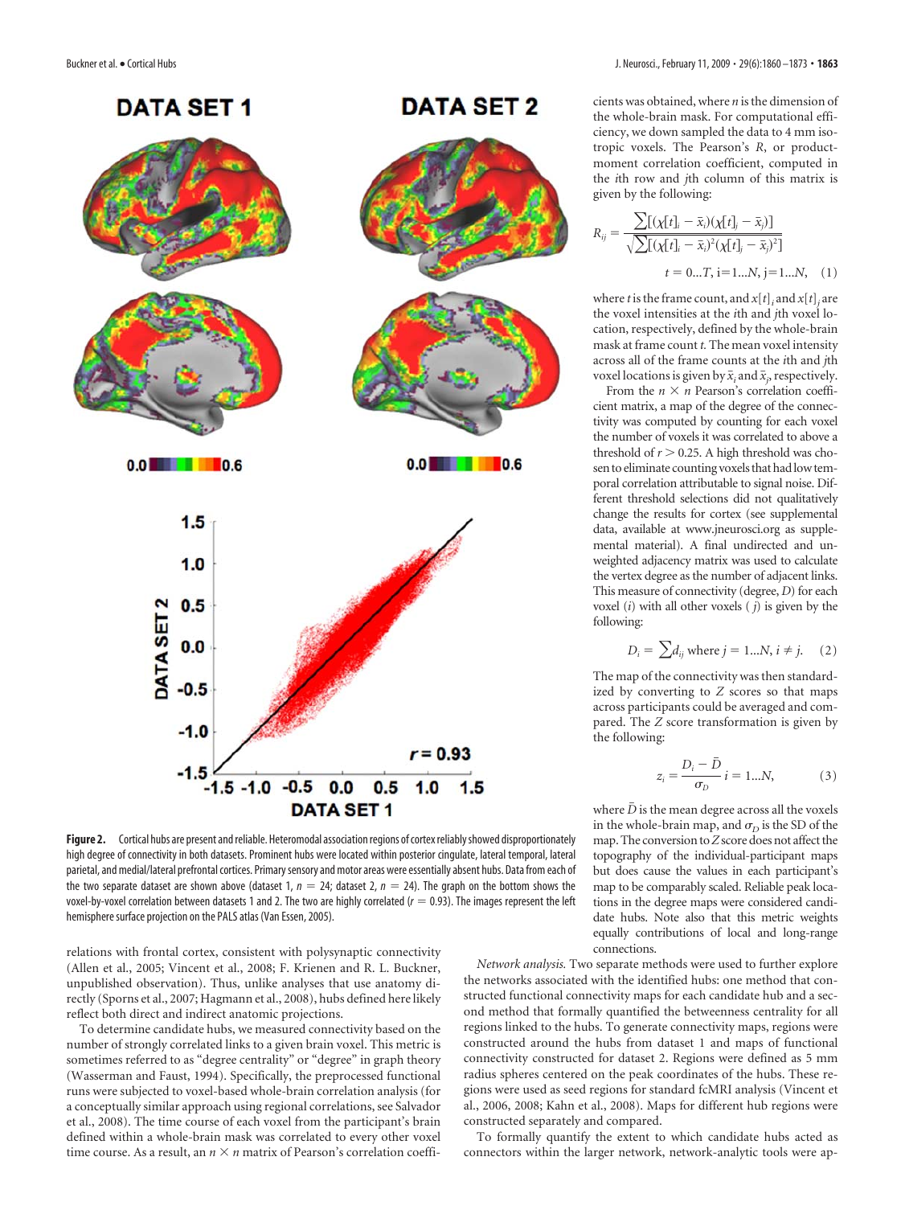**Figure 2.** Cortical hubs are present and reliable. Heteromodal association regions of cortex reliably showed disproportionately high degree of connectivity in both datasets. Prominent hubs were located within posterior cingulate, lateral temporal, lateral parietal, and medial/lateral prefrontal cortices. Primary sensory and motor areas were essentially absent hubs. Data from each of the two separate dataset are shown above (dataset 1, $n = 24$; dataset 2, $n = 24$). The graph on the bottom shows the voxel-by-voxel correlation between datasets 1 and 2. The two are highly correlated ($r = 0.93$). The images represent the left hemisphere surface projection on the PALS atlas (Van Essen, 2005).

relations with frontal cortex, consistent with polysynaptic connectivity (Allen et al., 2005; Vincent et al., 2008; F. Krienen and R. L. Buckner, unpublished observation). Thus, unlike analyses that use anatomy directly (Sporns et al., 2007; Hagmann et al., 2008), hubs defined here likely reflect both direct and indirect anatomic projections.

To determine candidate hubs, we measured connectivity based on the number of strongly correlated links to a given brain voxel. This metric is sometimes referred to as "degree centrality" or "degree" in graph theory (Wasserman and Faust, 1994). Specifically, the preprocessed functional runs were subjected to voxel-based whole-brain correlation analysis (for a conceptually similar approach using regional correlations, see Salvador et al., 2008). The time course of each voxel from the participant's brain defined within a whole-brain mask was correlated to every other voxel time course. As a result, an $n \times n$ matrix of Pearson's correlation coefficients was obtained, where $n$ is the dimension of the whole-brain mask. For computational efficiency, we down sampled the data to 4 mm isotropic voxels. The Pearson's $R$, or product-moment correlation coefficient, computed in the $i$th row and $j$th column of this matrix is given by the following:

$$R_{ij} = \frac{\sum[(\chi[t]_i - \bar{x}_i)(\chi[t]_j - \bar{x}_j)]}{\sqrt{\sum[(\chi[t]_i - \bar{x}_i)^2(\chi[t]_j - \bar{x}_j)^2]}} \quad t = 0...T, \text{i}=1...N, \text{j}=1...N, \quad (1)$$

where $t$ is the frame count, and $x[t]_i$ and $x[t]_j$ are the voxel intensities at the $i$th and $j$th voxel location, respectively, defined by the whole-brain mask at frame count $t$. The mean voxel intensity across all of the frame counts at the $i$th and $j$th voxel locations is given by $\bar{x}_i$ and $\bar{x}_j$, respectively.

From the $n \times n$ Pearson's correlation coefficient matrix, a map of the degree of the connectivity was computed by counting for each voxel the number of voxels it was correlated to above a threshold of $r > 0.25$. A high threshold was chosen to eliminate counting voxels that had low temporal correlation attributable to signal noise. Different threshold selections did not qualitatively change the results for cortex (see supplemental data, available at www.jneurosci.org as supplemental material). A final undirected and unweighted adjacency matrix was used to calculate the vertex degree as the number of adjacent links. This measure of connectivity (degree, $D$) for each voxel ($i$) with all other voxels ($j$) is given by the following:

$$D_i = \sum d_{ij} \text{ where } j = 1...N, i \neq j. \quad (2)$$

The map of the connectivity was then standardized by converting to $Z$ scores so that maps across participants could be averaged and compared. The $Z$ score transformation is given by the following:

$$z_i = \frac{D_i - \bar{D}}{\sigma_D} \; i = 1...N, \quad (3)$$

where $\bar{D}$ is the mean degree across all the voxels in the whole-brain map, and $\sigma_D$ is the SD of the map. The conversion to $Z$ score does not affect the topography of the individual-participant maps but does cause the values in each participant's map to be comparably scaled. Reliable peak locations in the degree maps were considered candidate hubs. Note also that this metric weights equally contributions of local and long-range connections.

*Network analysis.* Two separate methods were used to further explore the networks associated with the identified hubs: one method that constructed functional connectivity maps for each candidate hub and a second method that formally quantified the betweenness centrality for all regions linked to the hubs. To generate connectivity maps, regions were constructed around the hubs from dataset 1 and maps of functional connectivity constructed for dataset 2. Regions were defined as 5 mm radius spheres centered on the peak coordinates of the hubs. These regions were used as seed regions for standard fcMRI analysis (Vincent et al., 2006, 2008; Kahn et al., 2008). Maps for different hub regions were constructed separately and compared.

To formally quantify the extent to which candidate hubs acted as connectors within the larger network, network-analytic tools were ap-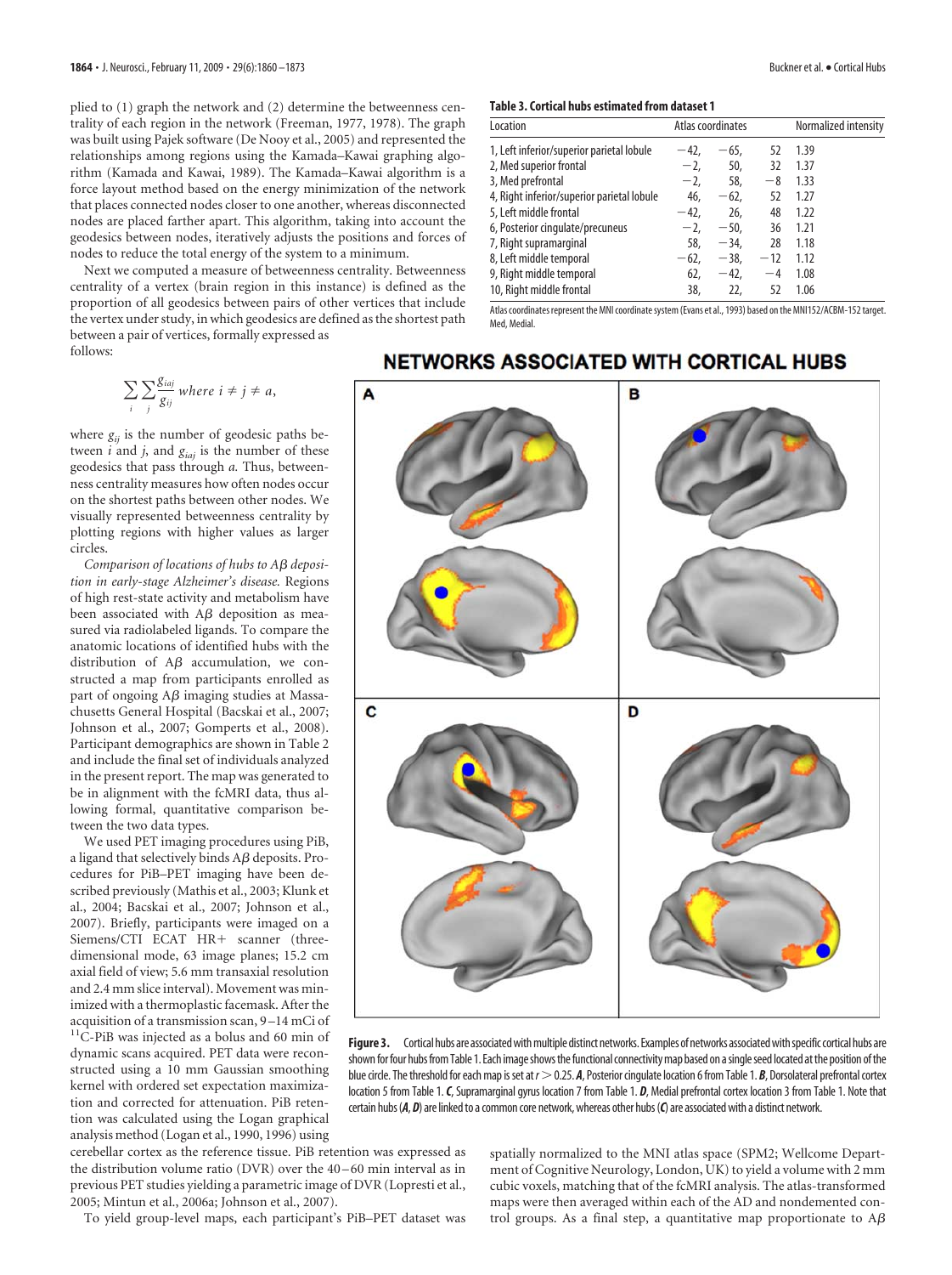plied to (1) graph the network and (2) determine the betweenness centrality of each region in the network (Freeman, 1977, 1978). The graph was built using Pajek software (De Nooy et al., 2005) and represented the relationships among regions using the Kamada–Kawai graphing algorithm (Kamada and Kawai, 1989). The Kamada–Kawai algorithm is a force layout method based on the energy minimization of the network that places connected nodes closer to one another, whereas disconnected nodes are placed farther apart. This algorithm, taking into account the geodesics between nodes, iteratively adjusts the positions and forces of nodes to reduce the total energy of the system to a minimum.

Next we computed a measure of betweenness centrality. Betweenness centrality of a vertex (brain region in this instance) is defined as the proportion of all geodesics between pairs of other vertices that include the vertex under study, in which geodesics are defined as the shortest path between a pair of vertices, formally expressed as follows:

$$\sum_{i}\sum_{j}\frac{g_{iaj}}{g_{ij}} \text{ where } i \neq j \neq a,$$

where $g_{ij}$ is the number of geodesic paths between $i$ and $j$, and $g_{iaj}$ is the number of these geodesics that pass through $a$. Thus, betweenness centrality measures how often nodes occur on the shortest paths between other nodes. We visually represented betweenness centrality by plotting regions with higher values as larger circles.

*Comparison of locations of hubs to Aβ deposition in early-stage Alzheimer's disease.* Regions of high rest-state activity and metabolism have been associated with Aβ deposition as measured via radiolabeled ligands. To compare the anatomic locations of identified hubs with the distribution of Aβ accumulation, we constructed a map from participants enrolled as part of ongoing Aβ imaging studies at Massachusetts General Hospital (Bacskai et al., 2007; Johnson et al., 2007; Gomperts et al., 2008). Participant demographics are shown in Table 2 and include the final set of individuals analyzed in the present report. The map was generated to be in alignment with the fcMRI data, thus allowing formal, quantitative comparison between the two data types.

We used PET imaging procedures using PiB, a ligand that selectively binds Aβ deposits. Procedures for PiB–PET imaging have been described previously (Mathis et al., 2003; Klunk et al., 2004; Bacskai et al., 2007; Johnson et al., 2007). Briefly, participants were imaged on a Siemens/CTI ECAT HR+ scanner (three-dimensional mode, 63 image planes; 15.2 cm axial field of view; 5.6 mm transaxial resolution and 2.4 mm slice interval). Movement was minimized with a thermoplastic facemask. After the acquisition of a transmission scan, 9–14 mCi of $^{11}$C-PiB was injected as a bolus and 60 min of dynamic scans acquired. PET data were reconstructed using a 10 mm Gaussian smoothing kernel with ordered set expectation maximization and corrected for attenuation. PiB retention was calculated using the Logan graphical analysis method (Logan et al., 1990, 1996) using cerebellar cortex as the reference tissue. PiB retention was expressed as the distribution volume ratio (DVR) over the 40–60 min interval as in previous PET studies yielding a parametric image of DVR (Lopresti et al., 2005; Mintun et al., 2006a; Johnson et al., 2007).

To yield group-level maps, each participant's PiB–PET dataset was spatially normalized to the MNI atlas space (SPM2; Wellcome Department of Cognitive Neurology, London, UK) to yield a volume with 2 mm cubic voxels, matching that of the fcMRI analysis. The atlas-transformed maps were then averaged within each of the AD and nondemented control groups. As a final step, a quantitative map proportionate to Aβ

**Table 3. Cortical hubs estimated from dataset 1**

| Location | Atlas coordinates | | | Normalized intensity |
|---|---|---|---|---|
| 1, Left inferior/superior parietal lobule | −42, | −65, | 52 | 1.39 |
| 2, Med superior frontal | −2, | 50, | 32 | 1.37 |
| 3, Med prefrontal | −2, | 58, | −8 | 1.33 |
| 4, Right inferior/superior parietal lobule | 46, | −62, | 52 | 1.27 |
| 5, Left middle frontal | −42, | 26, | 48 | 1.22 |
| 6, Posterior cingulate/precuneus | −2, | −50, | 36 | 1.21 |
| 7, Right supramarginal | 58, | −34, | 28 | 1.18 |
| 8, Left middle temporal | −62, | −38, | −12 | 1.12 |
| 9, Right middle temporal | 62, | −42, | −4 | 1.08 |
| 10, Right middle frontal | 38, | 22, | 52 | 1.06 |

Atlas coordinates represent the MNI coordinate system (Evans et al., 1993) based on the MNI152/ACBM-152 target. Med, Medial.

**Figure 3.** Cortical hubs are associated with multiple distinct networks. Examples of networks associated with specific cortical hubs are shown for four hubs from Table 1. Each image shows the functional connectivity map based on a single seed located at the position of the blue circle. The threshold for each map is set at $r > 0.25$. ***A***, Posterior cingulate location 6 from Table 1. ***B***, Dorsolateral prefrontal cortex location 5 from Table 1. ***C***, Supramarginal gyrus location 7 from Table 1. ***D***, Medial prefrontal cortex location 3 from Table 1. Note that certain hubs (***A***, ***D***) are linked to a common core network, whereas other hubs (***C***) are associated with a distinct network.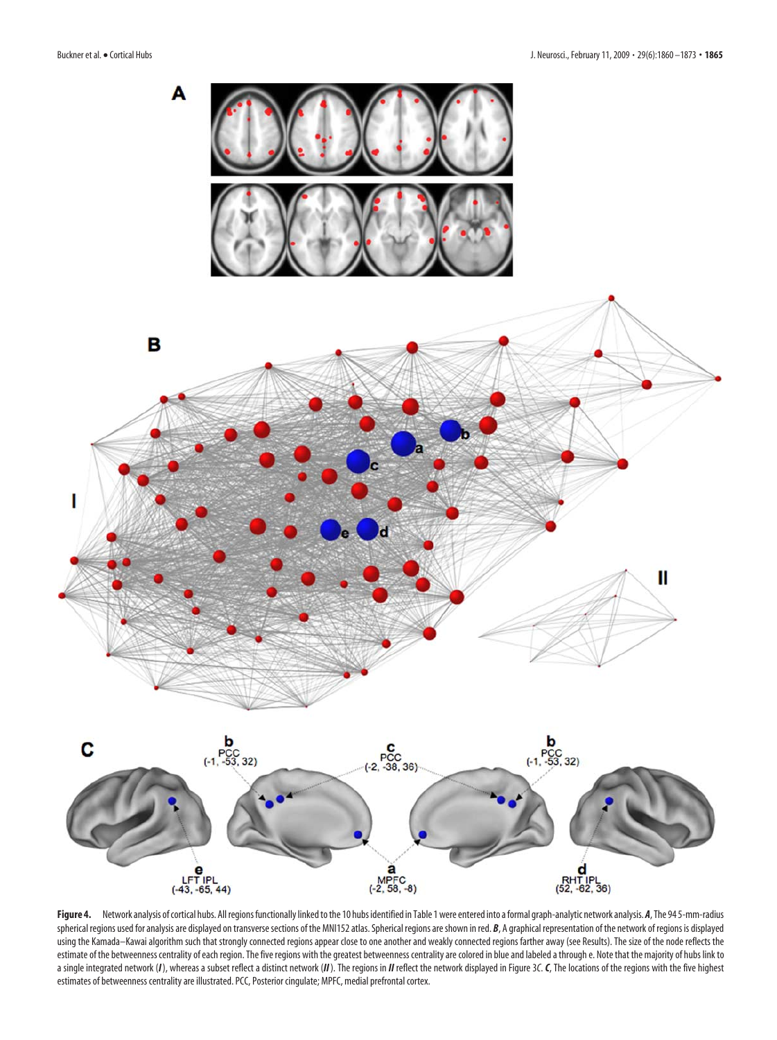**Figure 4.** Network analysis of cortical hubs. All regions functionally linked to the 10 hubs identified in Table 1 were entered into a formal graph-analytic network analysis. ***A***, The 94 5-mm-radius spherical regions used for analysis are displayed on transverse sections of the MNI152 atlas. Spherical regions are shown in red. ***B***, A graphical representation of the network of regions is displayed using the Kamada–Kawai algorithm such that strongly connected regions appear close to one another and weakly connected regions farther away (see Results). The size of the node reflects the estimate of the betweenness centrality of each region. The five regions with the greatest betweenness centrality are colored in blue and labeled a through e. Note that the majority of hubs link to a single integrated network (***I***), whereas a subset reflect a distinct network (***II***). The regions in ***II*** reflect the network displayed in Figure 3*C*. ***C***, The locations of the regions with the five highest estimates of betweenness centrality are illustrated. PCC, Posterior cingulate; MPFC, medial prefrontal cortex.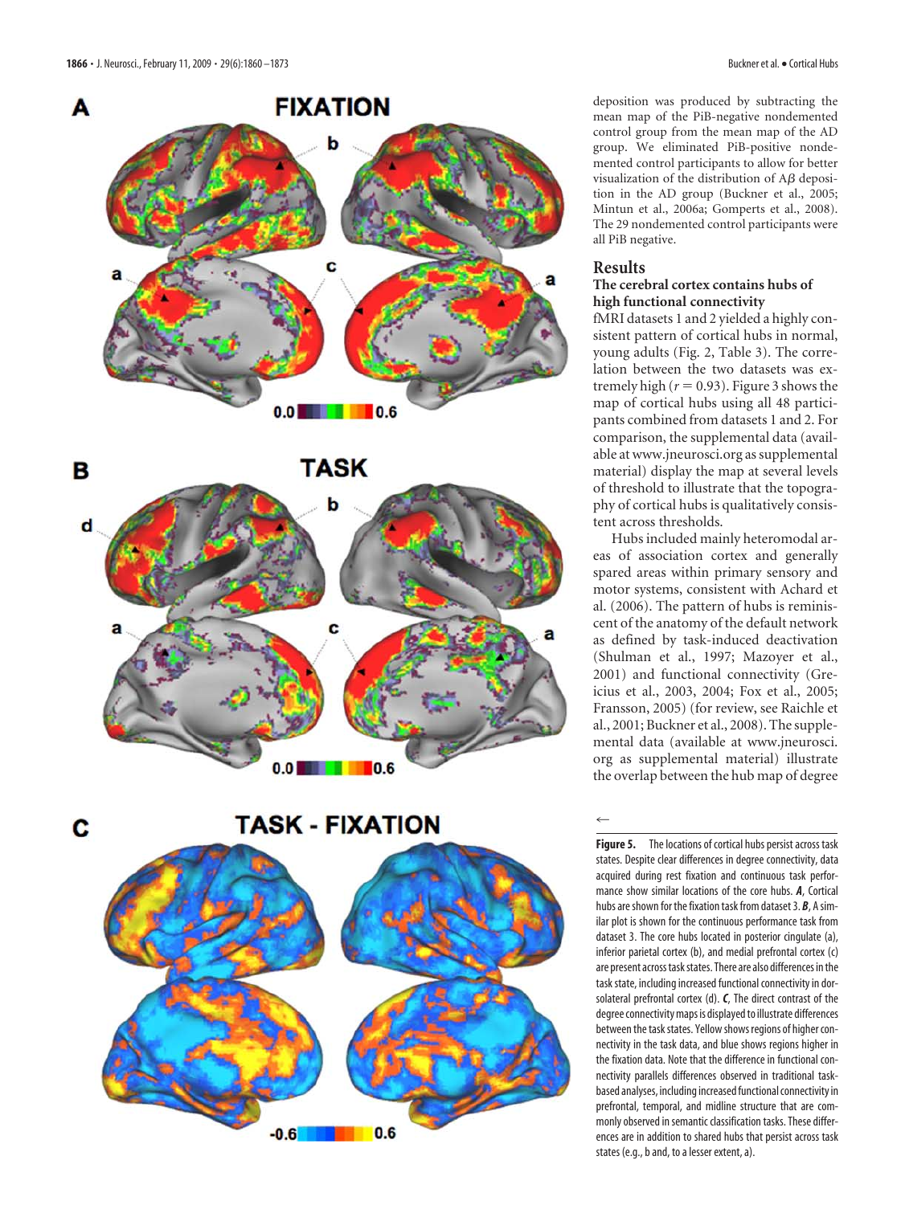deposition was produced by subtracting the mean map of the PiB-negative nondemented control group from the mean map of the AD group. We eliminated PiB-positive nondemented control participants to allow for better visualization of the distribution of Aβ deposition in the AD group (Buckner et al., 2005; Mintun et al., 2006a; Gomperts et al., 2008). The 29 nondemented control participants were all PiB negative.

## Results

### The cerebral cortex contains hubs of high functional connectivity

fMRI datasets 1 and 2 yielded a highly consistent pattern of cortical hubs in normal, young adults (Fig. 2, Table 3). The correlation between the two datasets was extremely high ($r = 0.93$). Figure 3 shows the map of cortical hubs using all 48 participants combined from datasets 1 and 2. For comparison, the supplemental data (available at www.jneurosci.org as supplemental material) display the map at several levels of threshold to illustrate that the topography of cortical hubs is qualitatively consistent across thresholds.

Hubs included mainly heteromodal areas of association cortex and generally spared areas within primary sensory and motor systems, consistent with Achard et al. (2006). The pattern of hubs is reminiscent of the anatomy of the default network as defined by task-induced deactivation (Shulman et al., 1997; Mazoyer et al., 2001) and functional connectivity (Greicius et al., 2003, 2004; Fox et al., 2005; Fransson, 2005) (for review, see Raichle et al., 2001; Buckner et al., 2008). The supplemental data (available at www.jneurosci.org as supplemental material) illustrate the overlap between the hub map of degree

**Figure 5.** The locations of cortical hubs persist across task states. Despite clear differences in degree connectivity, data acquired during rest fixation and continuous task performance show similar locations of the core hubs. ***A***, Cortical hubs are shown for the fixation task from dataset 3. ***B***, A similar plot is shown for the continuous performance task from dataset 3. The core hubs located in posterior cingulate (a), inferior parietal cortex (b), and medial prefrontal cortex (c) are present across task states. There are also differences in the task state, including increased functional connectivity in dorsolateral prefrontal cortex (d). ***C***, The direct contrast of the degree connectivity maps is displayed to illustrate differences between the task states. Yellow shows regions of higher connectivity in the task data, and blue shows regions higher in the fixation data. Note that the difference in functional connectivity parallels differences observed in traditional task-based analyses, including increased functional connectivity in prefrontal, temporal, and midline structure that are commonly observed in semantic classification tasks. These differences are in addition to shared hubs that persist across task states (e.g., b and, to a lesser extent, a).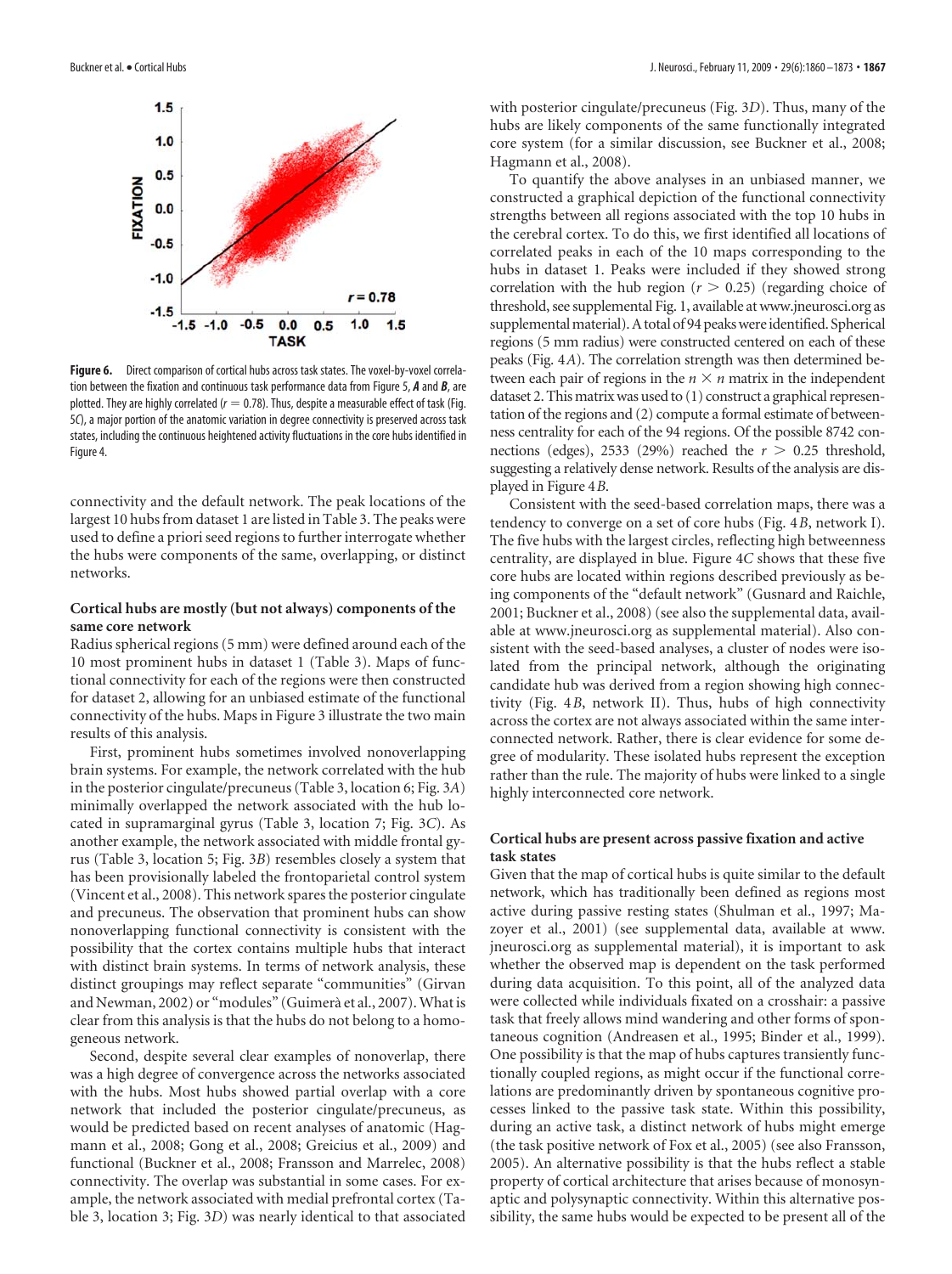1.5
1.0
0.5
0.0
-0.5
-1.0
-1.5
FIXATION
-1.5 -1.0 -0.5 0.0 0.5 1.0 1.5
TASK
r = 0.78

**Figure 6.** Direct comparison of cortical hubs across task states. The voxel-by-voxel correlation between the fixation and continuous task performance data from Figure 5, ***A*** and ***B***, are plotted. They are highly correlated ($r = 0.78$). Thus, despite a measurable effect of task (Fig. 5*C*), a major portion of the anatomic variation in degree connectivity is preserved across task states, including the continuous heightened activity fluctuations in the core hubs identified in Figure 4.

connectivity and the default network. The peak locations of the largest 10 hubs from dataset 1 are listed in Table 3. The peaks were used to define a priori seed regions to further interrogate whether the hubs were components of the same, overlapping, or distinct networks.

### Cortical hubs are mostly (but not always) components of the same core network

Radius spherical regions (5 mm) were defined around each of the 10 most prominent hubs in dataset 1 (Table 3). Maps of functional connectivity for each of the regions were then constructed for dataset 2, allowing for an unbiased estimate of the functional connectivity of the hubs. Maps in Figure 3 illustrate the two main results of this analysis.

First, prominent hubs sometimes involved nonoverlapping brain systems. For example, the network correlated with the hub in the posterior cingulate/precuneus (Table 3, location 6; Fig. 3*A*) minimally overlapped the network associated with the hub located in supramarginal gyrus (Table 3, location 7; Fig. 3*C*). As another example, the network associated with middle frontal gyrus (Table 3, location 5; Fig. 3*B*) resembles closely a system that has been provisionally labeled the frontoparietal control system (Vincent et al., 2008). This network spares the posterior cingulate and precuneus. The observation that prominent hubs can show nonoverlapping functional connectivity is consistent with the possibility that the cortex contains multiple hubs that interact with distinct brain systems. In terms of network analysis, these distinct groupings may reflect separate "communities" (Girvan and Newman, 2002) or "modules" (Guimerà et al., 2007). What is clear from this analysis is that the hubs do not belong to a homogeneous network.

Second, despite several clear examples of nonoverlap, there was a high degree of convergence across the networks associated with the hubs. Most hubs showed partial overlap with a core network that included the posterior cingulate/precuneus, as would be predicted based on recent analyses of anatomic (Hagmann et al., 2008; Gong et al., 2008; Greicius et al., 2009) and functional (Buckner et al., 2008; Fransson and Marrelec, 2008) connectivity. The overlap was substantial in some cases. For example, the network associated with medial prefrontal cortex (Table 3, location 3; Fig. 3*D*) was nearly identical to that associated with posterior cingulate/precuneus (Fig. 3*D*). Thus, many of the hubs are likely components of the same functionally integrated core system (for a similar discussion, see Buckner et al., 2008; Hagmann et al., 2008).

To quantify the above analyses in an unbiased manner, we constructed a graphical depiction of the functional connectivity strengths between all regions associated with the top 10 hubs in the cerebral cortex. To do this, we first identified all locations of correlated peaks in each of the 10 maps corresponding to the hubs in dataset 1. Peaks were included if they showed strong correlation with the hub region ($r > 0.25$) (regarding choice of threshold, see supplemental Fig. 1, available at www.jneurosci.org as supplemental material). A total of 94 peaks were identified. Spherical regions (5 mm radius) were constructed centered on each of these peaks (Fig. 4*A*). The correlation strength was then determined between each pair of regions in the $n \times n$ matrix in the independent dataset 2. This matrix was used to (1) construct a graphical representation of the regions and (2) compute a formal estimate of betweenness centrality for each of the 94 regions. Of the possible 8742 connections (edges), 2533 (29%) reached the $r > 0.25$ threshold, suggesting a relatively dense network. Results of the analysis are displayed in Figure 4*B*.

Consistent with the seed-based correlation maps, there was a tendency to converge on a set of core hubs (Fig. 4*B*, network I). The five hubs with the largest circles, reflecting high betweenness centrality, are displayed in blue. Figure 4*C* shows that these five core hubs are located within regions described previously as being components of the "default network" (Gusnard and Raichle, 2001; Buckner et al., 2008) (see also the supplemental data, available at www.jneurosci.org as supplemental material). Also consistent with the seed-based analyses, a cluster of nodes were isolated from the principal network, although the originating candidate hub was derived from a region showing high connectivity (Fig. 4*B*, network II). Thus, hubs of high connectivity across the cortex are not always associated within the same interconnected network. Rather, there is clear evidence for some degree of modularity. These isolated hubs represent the exception rather than the rule. The majority of hubs were linked to a single highly interconnected core network.

### Cortical hubs are present across passive fixation and active task states

Given that the map of cortical hubs is quite similar to the default network, which has traditionally been defined as regions most active during passive resting states (Shulman et al., 1997; Mazoyer et al., 2001) (see supplemental data, available at www.jneurosci.org as supplemental material), it is important to ask whether the observed map is dependent on the task performed during data acquisition. To this point, all of the analyzed data were collected while individuals fixated on a crosshair: a passive task that freely allows mind wandering and other forms of spontaneous cognition (Andreasen et al., 1995; Binder et al., 1999). One possibility is that the map of hubs captures transiently functionally coupled regions, as might occur if the functional correlations are predominantly driven by spontaneous cognitive processes linked to the passive task state. Within this possibility, during an active task, a distinct network of hubs might emerge (the task positive network of Fox et al., 2005) (see also Fransson, 2005). An alternative possibility is that the hubs reflect a stable property of cortical architecture that arises because of monosynaptic and polysynaptic connectivity. Within this alternative possibility, the same hubs would be expected to be present all of the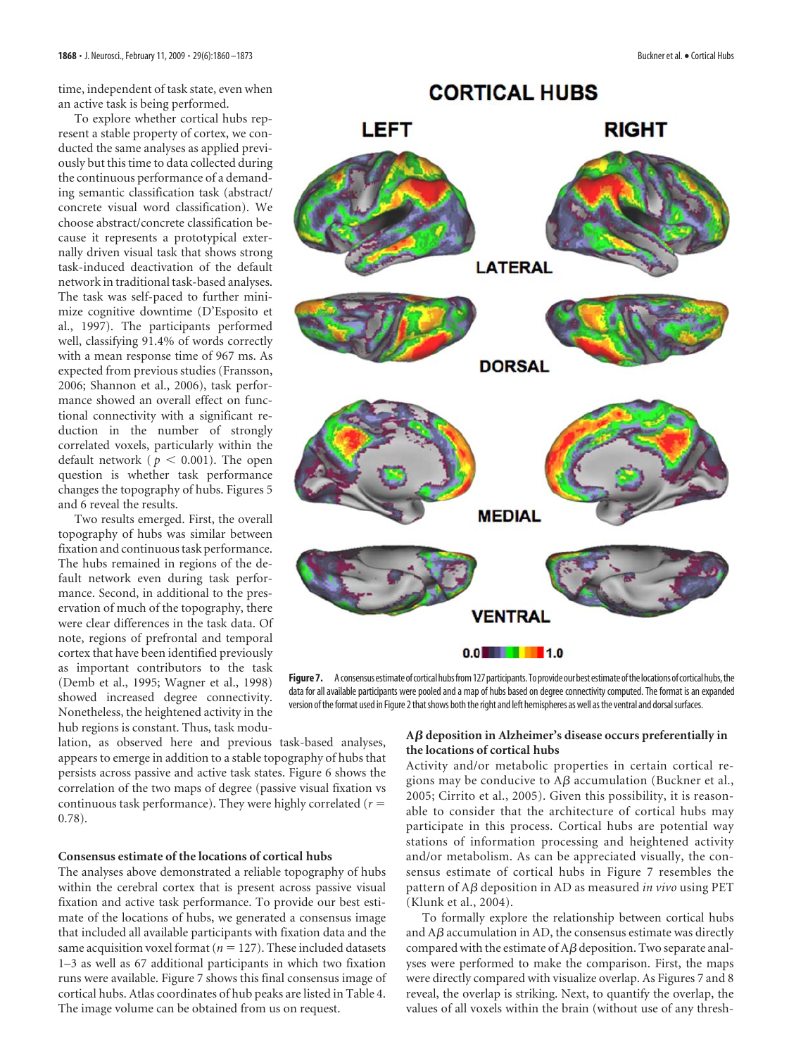time, independent of task state, even when an active task is being performed.

To explore whether cortical hubs represent a stable property of cortex, we conducted the same analyses as applied previously but this time to data collected during the continuous performance of a demanding semantic classification task (abstract/concrete visual word classification). We choose abstract/concrete classification because it represents a prototypical externally driven visual task that shows strong task-induced deactivation of the default network in traditional task-based analyses. The task was self-paced to further minimize cognitive downtime (D'Esposito et al., 1997). The participants performed well, classifying 91.4% of words correctly with a mean response time of 967 ms. As expected from previous studies (Fransson, 2006; Shannon et al., 2006), task performance showed an overall effect on functional connectivity with a significant reduction in the number of strongly correlated voxels, particularly within the default network ($p < 0.001$). The open question is whether task performance changes the topography of hubs. Figures 5 and 6 reveal the results.

Two results emerged. First, the overall topography of hubs was similar between fixation and continuous task performance. The hubs remained in regions of the default network even during task performance. Second, in additional to the preservation of much of the topography, there were clear differences in the task data. Of note, regions of prefrontal and temporal cortex that have been identified previously as important contributors to the task (Demb et al., 1995; Wagner et al., 1998) showed increased degree connectivity. Nonetheless, the heightened activity in the hub regions is constant. Thus, task modulation, as observed here and previous task-based analyses, appears to emerge in addition to a stable topography of hubs that persists across passive and active task states. Figure 6 shows the correlation of the two maps of degree (passive visual fixation vs continuous task performance). They were highly correlated ($r = 0.78$).

**Figure 7.** A consensus estimate of cortical hubs from 127 participants. To provide our best estimate of the locations of cortical hubs, the data for all available participants were pooled and a map of hubs based on degree connectivity computed. The format is an expanded version of the format used in Figure 2 that shows both the right and left hemispheres as well as the ventral and dorsal surfaces.

### Consensus estimate of the locations of cortical hubs

The analyses above demonstrated a reliable topography of hubs within the cerebral cortex that is present across passive visual fixation and active task performance. To provide our best estimate of the locations of hubs, we generated a consensus image that included all available participants with fixation data and the same acquisition voxel format ($n = 127$). These included datasets 1–3 as well as 67 additional participants in which two fixation runs were available. Figure 7 shows this final consensus image of cortical hubs. Atlas coordinates of hub peaks are listed in Table 4. The image volume can be obtained from us on request.

### A$\beta$ deposition in Alzheimer's disease occurs preferentially in the locations of cortical hubs

Activity and/or metabolic properties in certain cortical regions may be conducive to A$\beta$ accumulation (Buckner et al., 2005; Cirrito et al., 2005). Given this possibility, it is reasonable to consider that the architecture of cortical hubs may participate in this process. Cortical hubs are potential way stations of information processing and heightened activity and/or metabolism. As can be appreciated visually, the consensus estimate of cortical hubs in Figure 7 resembles the pattern of A$\beta$ deposition in AD as measured *in vivo* using PET (Klunk et al., 2004).

To formally explore the relationship between cortical hubs and A$\beta$ accumulation in AD, the consensus estimate was directly compared with the estimate of A$\beta$ deposition. Two separate analyses were performed to make the comparison. First, the maps were directly compared with visualize overlap. As Figures 7 and 8 reveal, the overlap is striking. Next, to quantify the overlap, the values of all voxels within the brain (without use of any thresh-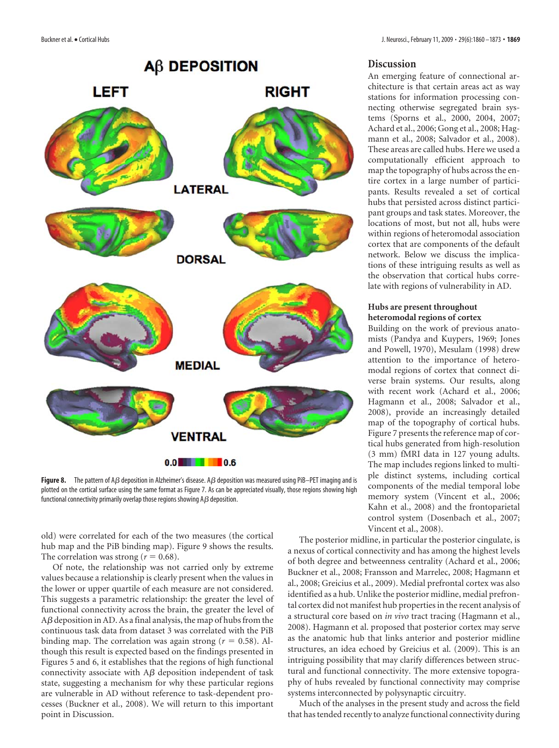**Figure 8.** The pattern of Aβ deposition in Alzheimer's disease. Aβ deposition was measured using PiB–PET imaging and is plotted on the cortical surface using the same format as Figure 7. As can be appreciated visually, those regions showing high functional connectivity primarily overlap those regions showing Aβ deposition.

old) were correlated for each of the two measures (the cortical hub map and the PiB binding map). Figure 9 shows the results. The correlation was strong ($r = 0.68$).

Of note, the relationship was not carried only by extreme values because a relationship is clearly present when the values in the lower or upper quartile of each measure are not considered. This suggests a parametric relationship: the greater the level of functional connectivity across the brain, the greater the level of Aβ deposition in AD. As a final analysis, the map of hubs from the continuous task data from dataset 3 was correlated with the PiB binding map. The correlation was again strong ($r = 0.58$). Although this result is expected based on the findings presented in Figures 5 and 6, it establishes that the regions of high functional connectivity associate with Aβ deposition independent of task state, suggesting a mechanism for why these particular regions are vulnerable in AD without reference to task-dependent processes (Buckner et al., 2008). We will return to this important point in Discussion.

## Discussion

An emerging feature of connectional architecture is that certain areas act as way stations for information processing connecting otherwise segregated brain systems (Sporns et al., 2000, 2004, 2007; Achard et al., 2006; Gong et al., 2008; Hagmann et al., 2008; Salvador et al., 2008). These areas are called hubs. Here we used a computationally efficient approach to map the topography of hubs across the entire cortex in a large number of participants. Results revealed a set of cortical hubs that persisted across distinct participant groups and task states. Moreover, the locations of most, but not all, hubs were within regions of heteromodal association cortex that are components of the default network. Below we discuss the implications of these intriguing results as well as the observation that cortical hubs correlate with regions of vulnerability in AD.

### Hubs are present throughout heteromodal regions of cortex

Building on the work of previous anatomists (Pandya and Kuypers, 1969; Jones and Powell, 1970), Mesulam (1998) drew attention to the importance of heteromodal regions of cortex that connect diverse brain systems. Our results, along with recent work (Achard et al., 2006; Hagmann et al., 2008; Salvador et al., 2008), provide an increasingly detailed map of the topography of cortical hubs. Figure 7 presents the reference map of cortical hubs generated from high-resolution (3 mm) fMRI data in 127 young adults. The map includes regions linked to multiple distinct systems, including cortical components of the medial temporal lobe memory system (Vincent et al., 2006; Kahn et al., 2008) and the frontoparietal control system (Dosenbach et al., 2007; Vincent et al., 2008).

The posterior midline, in particular the posterior cingulate, is a nexus of cortical connectivity and has among the highest levels of both degree and betweenness centrality (Achard et al., 2006; Buckner et al., 2008; Fransson and Marrelec, 2008; Hagmann et al., 2008; Greicius et al., 2009). Medial prefrontal cortex was also identified as a hub. Unlike the posterior midline, medial prefrontal cortex did not manifest hub properties in the recent analysis of a structural core based on *in vivo* tract tracing (Hagmann et al., 2008). Hagmann et al. proposed that posterior cortex may serve as the anatomic hub that links anterior and posterior midline structures, an idea echoed by Greicius et al. (2009). This is an intriguing possibility that may clarify differences between structural and functional connectivity. The more extensive topography of hubs revealed by functional connectivity may comprise systems interconnected by polysynaptic circuitry.

Much of the analyses in the present study and across the field that has tended recently to analyze functional connectivity during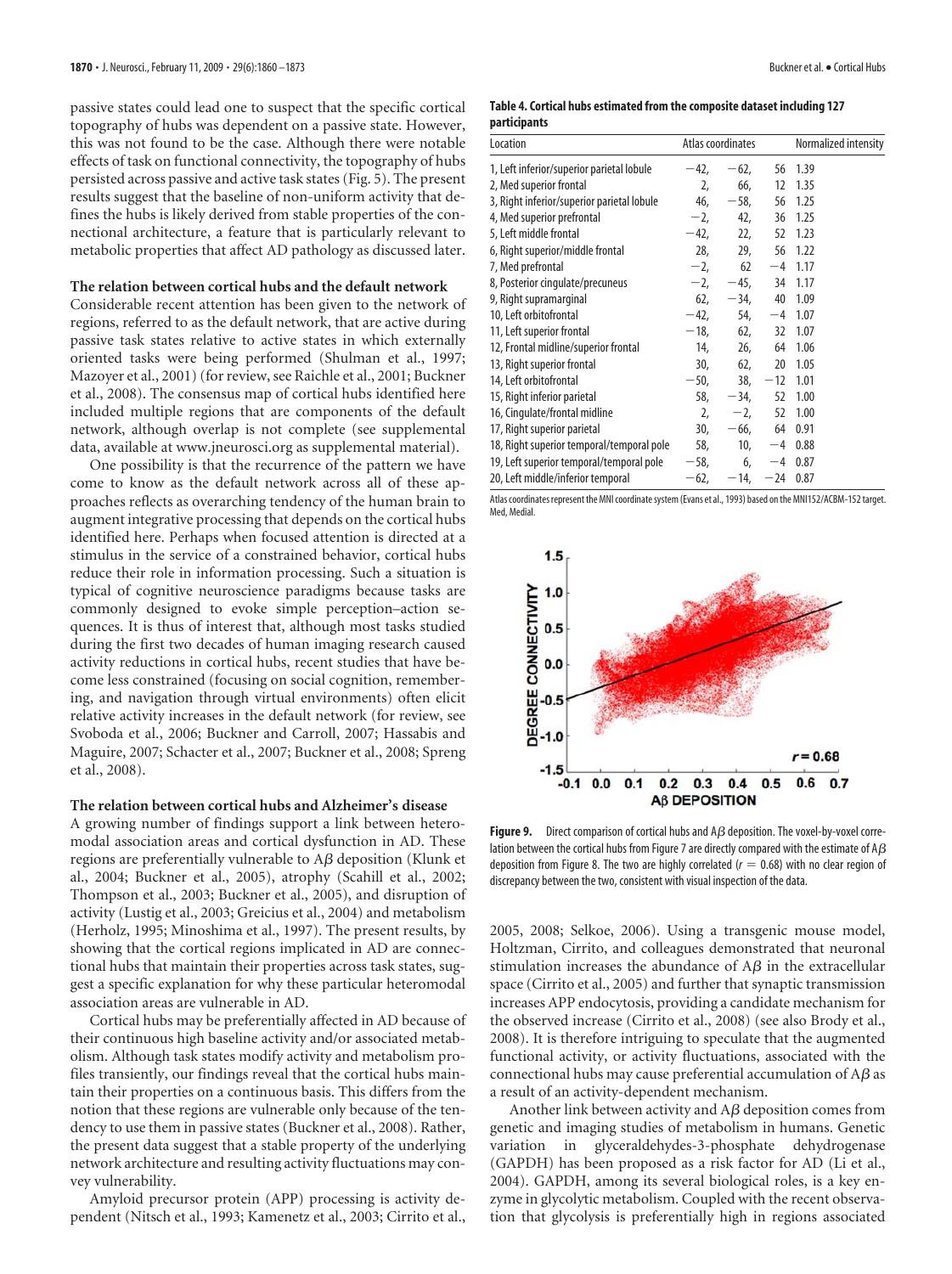passive states could lead one to suspect that the specific cortical topography of hubs was dependent on a passive state. However, this was not found to be the case. Although there were notable effects of task on functional connectivity, the topography of hubs persisted across passive and active task states (Fig. 5). The present results suggest that the baseline of non-uniform activity that defines the hubs is likely derived from stable properties of the connectional architecture, a feature that is particularly relevant to metabolic properties that affect AD pathology as discussed later.

### The relation between cortical hubs and the default network

Considerable recent attention has been given to the network of regions, referred to as the default network, that are active during passive task states relative to active states in which externally oriented tasks were being performed (Shulman et al., 1997; Mazoyer et al., 2001) (for review, see Raichle et al., 2001; Buckner et al., 2008). The consensus map of cortical hubs identified here included multiple regions that are components of the default network, although overlap is not complete (see supplemental data, available at www.jneurosci.org as supplemental material).

One possibility is that the recurrence of the pattern we have come to know as the default network across all of these approaches reflects as overarching tendency of the human brain to augment integrative processing that depends on the cortical hubs identified here. Perhaps when focused attention is directed at a stimulus in the service of a constrained behavior, cortical hubs reduce their role in information processing. Such a situation is typical of cognitive neuroscience paradigms because tasks are commonly designed to evoke simple perception–action sequences. It is thus of interest that, although most tasks studied during the first two decades of human imaging research caused activity reductions in cortical hubs, recent studies that have become less constrained (focusing on social cognition, remembering, and navigation through virtual environments) often elicit relative activity increases in the default network (for review, see Svoboda et al., 2006; Buckner and Carroll, 2007; Hassabis and Maguire, 2007; Schacter et al., 2007; Buckner et al., 2008; Spreng et al., 2008).

### The relation between cortical hubs and Alzheimer's disease

A growing number of findings support a link between heteromodal association areas and cortical dysfunction in AD. These regions are preferentially vulnerable to Aβ deposition (Klunk et al., 2004; Buckner et al., 2005), atrophy (Scahill et al., 2002; Thompson et al., 2003; Buckner et al., 2005), and disruption of activity (Lustig et al., 2003; Greicius et al., 2004) and metabolism (Herholz, 1995; Minoshima et al., 1997). The present results, by showing that the cortical regions implicated in AD are connectional hubs that maintain their properties across task states, suggest a specific explanation for why these particular heteromodal association areas are vulnerable in AD.

Cortical hubs may be preferentially affected in AD because of their continuous high baseline activity and/or associated metabolism. Although task states modify activity and metabolism profiles transiently, our findings reveal that the cortical hubs maintain their properties on a continuous basis. This differs from the notion that these regions are vulnerable only because of the tendency to use them in passive states (Buckner et al., 2008). Rather, the present data suggest that a stable property of the underlying network architecture and resulting activity fluctuations may convey vulnerability.

Amyloid precursor protein (APP) processing is activity dependent (Nitsch et al., 1993; Kamenetz et al., 2003; Cirrito et al., 2005, 2008; Selkoe, 2006). Using a transgenic mouse model, Holtzman, Cirrito, and colleagues demonstrated that neuronal stimulation increases the abundance of Aβ in the extracellular space (Cirrito et al., 2005) and further that synaptic transmission increases APP endocytosis, providing a candidate mechanism for the observed increase (Cirrito et al., 2008) (see also Brody et al., 2008). It is therefore intriguing to speculate that the augmented functional activity, or activity fluctuations, associated with the connectional hubs may cause preferential accumulation of Aβ as a result of an activity-dependent mechanism.

Another link between activity and Aβ deposition comes from genetic and imaging studies of metabolism in humans. Genetic variation in glyceraldehydes-3-phosphate dehydrogenase (GAPDH) has been proposed as a risk factor for AD (Li et al., 2004). GAPDH, among its several biological roles, is a key enzyme in glycolytic metabolism. Coupled with the recent observation that glycolysis is preferentially high in regions associated

**Table 4. Cortical hubs estimated from the composite dataset including 127 participants**

| Location | Atlas coordinates | | | Normalized intensity |
|---|---|---|---|---|
| 1, Left inferior/superior parietal lobule | −42, | −62, | 56 | 1.39 |
| 2, Med superior frontal | 2, | 66, | 12 | 1.35 |
| 3, Right inferior/superior parietal lobule | 46, | −58, | 56 | 1.25 |
| 4, Med superior prefrontal | −2, | 42, | 36 | 1.25 |
| 5, Left middle frontal | −42, | 22, | 52 | 1.23 |
| 6, Right superior/middle frontal | 28, | 29, | 56 | 1.22 |
| 7, Med prefrontal | −2, | 62 | −4 | 1.17 |
| 8, Posterior cingulate/precuneus | −2, | −45, | 34 | 1.17 |
| 9, Right supramarginal | 62, | −34, | 40 | 1.09 |
| 10, Left orbitofrontal | −42, | 54, | −4 | 1.07 |
| 11, Left superior frontal | −18, | 62, | 32 | 1.07 |
| 12, Frontal midline/superior frontal | 14, | 26, | 64 | 1.06 |
| 13, Right superior frontal | 30, | 62, | 20 | 1.05 |
| 14, Left orbitofrontal | −50, | 38, | −12 | 1.01 |
| 15, Right inferior parietal | 58, | −34, | 52 | 1.00 |
| 16, Cingulate/frontal midline | 2, | −2, | 52 | 1.00 |
| 17, Right superior parietal | 30, | −66, | 64 | 0.91 |
| 18, Right superior temporal/temporal pole | 58, | 10, | −4 | 0.88 |
| 19, Left superior temporal/temporal pole | −58, | 6, | −4 | 0.87 |
| 20, Left middle/inferior temporal | −62, | −14, | −24 | 0.87 |

Atlas coordinates represent the MNI coordinate system (Evans et al., 1993) based on the MNI152/ACBM-152 target. Med, Medial.

**Figure 9.** Direct comparison of cortical hubs and Aβ deposition. The voxel-by-voxel correlation between the cortical hubs from Figure 7 are directly compared with the estimate of Aβ deposition from Figure 8. The two are highly correlated ($r = 0.68$) with no clear region of discrepancy between the two, consistent with visual inspection of the data.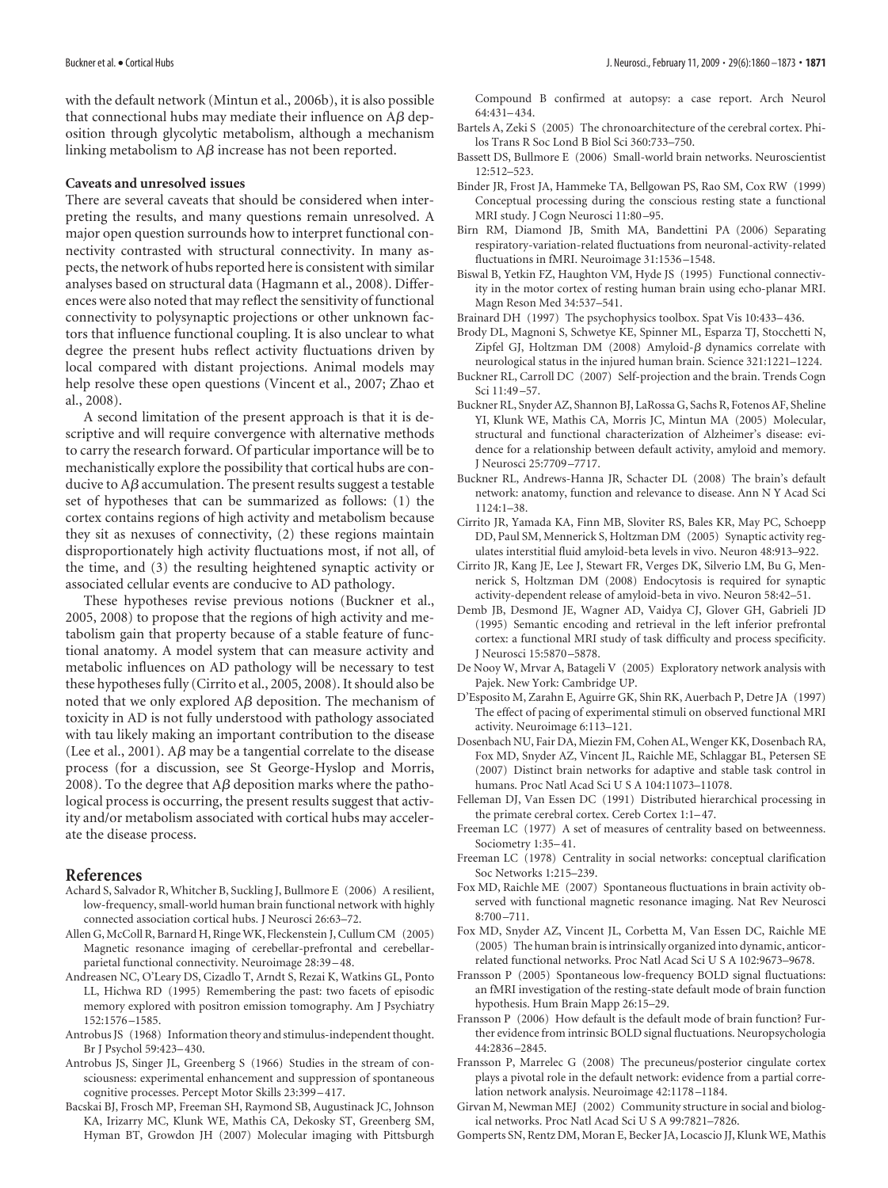with the default network (Mintun et al., 2006b), it is also possible that connectional hubs may mediate their influence on Aβ deposition through glycolytic metabolism, although a mechanism linking metabolism to Aβ increase has not been reported.

### Caveats and unresolved issues

There are several caveats that should be considered when interpreting the results, and many questions remain unresolved. A major open question surrounds how to interpret functional connectivity contrasted with structural connectivity. In many aspects, the network of hubs reported here is consistent with similar analyses based on structural data (Hagmann et al., 2008). Differences were also noted that may reflect the sensitivity of functional connectivity to polysynaptic projections or other unknown factors that influence functional coupling. It is also unclear to what degree the present hubs reflect activity fluctuations driven by local compared with distant projections. Animal models may help resolve these open questions (Vincent et al., 2007; Zhao et al., 2008).

A second limitation of the present approach is that it is descriptive and will require convergence with alternative methods to carry the research forward. Of particular importance will be to mechanistically explore the possibility that cortical hubs are conducive to Aβ accumulation. The present results suggest a testable set of hypotheses that can be summarized as follows: (1) the cortex contains regions of high activity and metabolism because they sit as nexuses of connectivity, (2) these regions maintain disproportionately high activity fluctuations most, if not all, of the time, and (3) the resulting heightened synaptic activity or associated cellular events are conducive to AD pathology.

These hypotheses revise previous notions (Buckner et al., 2005, 2008) to propose that the regions of high activity and metabolism gain that property because of a stable feature of functional anatomy. A model system that can measure activity and metabolic influences on AD pathology will be necessary to test these hypotheses fully (Cirrito et al., 2005, 2008). It should also be noted that we only explored Aβ deposition. The mechanism of toxicity in AD is not fully understood with pathology associated with tau likely making an important contribution to the disease (Lee et al., 2001). Aβ may be a tangential correlate to the disease process (for a discussion, see St George-Hyslop and Morris, 2008). To the degree that Aβ deposition marks where the pathological process is occurring, the present results suggest that activity and/or metabolism associated with cortical hubs may accelerate the disease process.

## References

Achard S, Salvador R, Whitcher B, Suckling J, Bullmore E (2006) A resilient, low-frequency, small-world human brain functional network with highly connected association cortical hubs. J Neurosci 26:63–72.

Allen G, McColl R, Barnard H, Ringe WK, Fleckenstein J, Cullum CM (2005) Magnetic resonance imaging of cerebellar-prefrontal and cerebellar-parietal functional connectivity. Neuroimage 28:39–48.

Andreasen NC, O'Leary DS, Cizadlo T, Arndt S, Rezai K, Watkins GL, Ponto LL, Hichwa RD (1995) Remembering the past: two facets of episodic memory explored with positron emission tomography. Am J Psychiatry 152:1576–1585.

Antrobus JS (1968) Information theory and stimulus-independent thought. Br J Psychol 59:423–430.

Antrobus JS, Singer JL, Greenberg S (1966) Studies in the stream of consciousness: experimental enhancement and suppression of spontaneous cognitive processes. Percept Motor Skills 23:399–417.

Bacskai BJ, Frosch MP, Freeman SH, Raymond SB, Augustinack JC, Johnson KA, Irizarry MC, Klunk WE, Mathis CA, Dekosky ST, Greenberg SM, Hyman BT, Growdon JH (2007) Molecular imaging with Pittsburgh Compound B confirmed at autopsy: a case report. Arch Neurol 64:431–434.

Bartels A, Zeki S (2005) The chronoarchitecture of the cerebral cortex. Philos Trans R Soc Lond B Biol Sci 360:733–750.

Bassett DS, Bullmore E (2006) Small-world brain networks. Neuroscientist 12:512–523.

Binder JR, Frost JA, Hammeke TA, Bellgowan PS, Rao SM, Cox RW (1999) Conceptual processing during the conscious resting state a functional MRI study. J Cogn Neurosci 11:80–95.

Birn RM, Diamond JB, Smith MA, Bandettini PA (2006) Separating respiratory-variation-related fluctuations from neuronal-activity-related fluctuations in fMRI. Neuroimage 31:1536–1548.

Biswal B, Yetkin FZ, Haughton VM, Hyde JS (1995) Functional connectivity in the motor cortex of resting human brain using echo-planar MRI. Magn Reson Med 34:537–541.

Brainard DH (1997) The psychophysics toolbox. Spat Vis 10:433–436.

Brody DL, Magnoni S, Schwetye KE, Spinner ML, Esparza TJ, Stocchetti N, Zipfel GJ, Holtzman DM (2008) Amyloid-β dynamics correlate with neurological status in the injured human brain. Science 321:1221–1224.

Buckner RL, Carroll DC (2007) Self-projection and the brain. Trends Cogn Sci 11:49–57.

Buckner RL, Snyder AZ, Shannon BJ, LaRossa G, Sachs R, Fotenos AF, Sheline YI, Klunk WE, Mathis CA, Morris JC, Mintun MA (2005) Molecular, structural and functional characterization of Alzheimer's disease: evidence for a relationship between default activity, amyloid and memory. J Neurosci 25:7709–7717.

Buckner RL, Andrews-Hanna JR, Schacter DL (2008) The brain's default network: anatomy, function and relevance to disease. Ann N Y Acad Sci 1124:1–38.

Cirrito JR, Yamada KA, Finn MB, Sloviter RS, Bales KR, May PC, Schoepp DD, Paul SM, Mennerick S, Holtzman DM (2005) Synaptic activity regulates interstitial fluid amyloid-beta levels in vivo. Neuron 48:913–922.

Cirrito JR, Kang JE, Lee J, Stewart FR, Verges DK, Silverio LM, Bu G, Mennerick S, Holtzman DM (2008) Endocytosis is required for synaptic activity-dependent release of amyloid-beta in vivo. Neuron 58:42–51.

Demb JB, Desmond JE, Wagner AD, Vaidya CJ, Glover GH, Gabrieli JD (1995) Semantic encoding and retrieval in the left inferior prefrontal cortex: a functional MRI study of task difficulty and process specificity. J Neurosci 15:5870–5878.

De Nooy W, Mrvar A, Batageli V (2005) Exploratory network analysis with Pajek. New York: Cambridge UP.

D'Esposito M, Zarahn E, Aguirre GK, Shin RK, Auerbach P, Detre JA (1997) The effect of pacing of experimental stimuli on observed functional MRI activity. Neuroimage 6:113–121.

Dosenbach NU, Fair DA, Miezin FM, Cohen AL, Wenger KK, Dosenbach RA, Fox MD, Snyder AZ, Vincent JL, Raichle ME, Schlaggar BL, Petersen SE (2007) Distinct brain networks for adaptive and stable task control in humans. Proc Natl Acad Sci U S A 104:11073–11078.

Felleman DJ, Van Essen DC (1991) Distributed hierarchical processing in the primate cerebral cortex. Cereb Cortex 1:1–47.

Freeman LC (1977) A set of measures of centrality based on betweenness. Sociometry 1:35–41.

Freeman LC (1978) Centrality in social networks: conceptual clarification Soc Networks 1:215–239.

Fox MD, Raichle ME (2007) Spontaneous fluctuations in brain activity observed with functional magnetic resonance imaging. Nat Rev Neurosci 8:700–711.

Fox MD, Snyder AZ, Vincent JL, Corbetta M, Van Essen DC, Raichle ME (2005) The human brain is intrinsically organized into dynamic, anticorrelated functional networks. Proc Natl Acad Sci U S A 102:9673–9678.

Fransson P (2005) Spontaneous low-frequency BOLD signal fluctuations: an fMRI investigation of the resting-state default mode of brain function hypothesis. Hum Brain Mapp 26:15–29.

Fransson P (2006) How default is the default mode of brain function? Further evidence from intrinsic BOLD signal fluctuations. Neuropsychologia 44:2836–2845.

Fransson P, Marrelec G (2008) The precuneus/posterior cingulate cortex plays a pivotal role in the default network: evidence from a partial correlation network analysis. Neuroimage 42:1178–1184.

Girvan M, Newman MEJ (2002) Community structure in social and biological networks. Proc Natl Acad Sci U S A 99:7821–7826.

Gomperts SN, Rentz DM, Moran E, Becker JA, Locascio JJ, Klunk WE, Mathis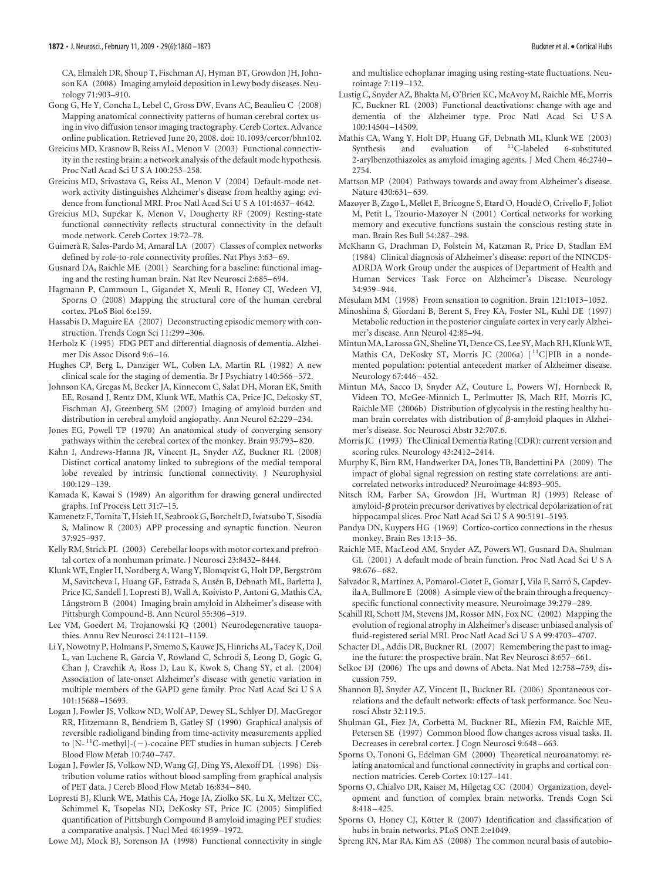CA, Elmaleh DR, Shoup T, Fischman AJ, Hyman BT, Growdon JH, Johnson KA (2008) Imaging amyloid deposition in Lewy body diseases. Neurology 71:903–910.

Gong G, He Y, Concha L, Lebel C, Gross DW, Evans AC, Beaulieu C (2008) Mapping anatomical connectivity patterns of human cerebral cortex using in vivo diffusion tensor imaging tractography. Cereb Cortex. Advance online publication. Retrieved June 20, 2008. doi: 10.1093/cercor/bhn102.

Greicius MD, Krasnow B, Reiss AL, Menon V (2003) Functional connectivity in the resting brain: a network analysis of the default mode hypothesis. Proc Natl Acad Sci U S A 100:253–258.

Greicius MD, Srivastava G, Reiss AL, Menon V (2004) Default-mode network activity distinguishes Alzheimer's disease from healthy aging: evidence from functional MRI. Proc Natl Acad Sci U S A 101:4637–4642.

Greicius MD, Supekar K, Menon V, Dougherty RF (2009) Resting-state functional connectivity reflects structural connectivity in the default mode network. Cereb Cortex 19:72–78.

Guimerà R, Sales-Pardo M, Amaral LA (2007) Classes of complex networks defined by role-to-role connectivity profiles. Nat Phys 3:63–69.

Gusnard DA, Raichle ME (2001) Searching for a baseline: functional imaging and the resting human brain. Nat Rev Neurosci 2:685–694.

Hagmann P, Cammoun L, Gigandet X, Meuli R, Honey CJ, Wedeen VJ, Sporns O (2008) Mapping the structural core of the human cerebral cortex. PLoS Biol 6:e159.

Hassabis D, Maguire EA (2007) Deconstructing episodic memory with construction. Trends Cogn Sci 11:299–306.

Herholz K (1995) FDG PET and differential diagnosis of dementia. Alzheimer Dis Assoc Disord 9:6–16.

Hughes CP, Berg L, Danziger WL, Coben LA, Martin RL (1982) A new clinical scale for the staging of dementia. Br J Psychiatry 140:566–572.

Johnson KA, Gregas M, Becker JA, Kinnecom C, Salat DH, Moran EK, Smith EE, Rosand J, Rentz DM, Klunk WE, Mathis CA, Price JC, Dekosky ST, Fischman AJ, Greenberg SM (2007) Imaging of amyloid burden and distribution in cerebral amyloid angiopathy. Ann Neurol 62:229–234.

Jones EG, Powell TP (1970) An anatomical study of converging sensory pathways within the cerebral cortex of the monkey. Brain 93:793–820.

Kahn I, Andrews-Hanna JR, Vincent JL, Snyder AZ, Buckner RL (2008) Distinct cortical anatomy linked to subregions of the medial temporal lobe revealed by intrinsic functional connectivity. J Neurophysiol 100:129–139.

Kamada K, Kawai S (1989) An algorithm for drawing general undirected graphs. Inf Process Lett 31:7–15.

Kamenetz F, Tomita T, Hsieh H, Seabrook G, Borchelt D, Iwatsubo T, Sisodia S, Malinow R (2003) APP processing and synaptic function. Neuron 37:925–937.

Kelly RM, Strick PL (2003) Cerebellar loops with motor cortex and prefrontal cortex of a nonhuman primate. J Neurosci 23:8432–8444.

Klunk WE, Engler H, Nordberg A, Wang Y, Blomqvist G, Holt DP, Bergström M, Savitcheva I, Huang GF, Estrada S, Ausén B, Debnath ML, Barletta J, Price JC, Sandell J, Lopresti BJ, Wall A, Koivisto P, Antoni G, Mathis CA, Långström B (2004) Imaging brain amyloid in Alzheimer's disease with Pittsburgh Compound-B. Ann Neurol 55:306–319.

Lee VM, Goedert M, Trojanowski JQ (2001) Neurodegenerative tauopathies. Annu Rev Neurosci 24:1121–1159.

Li Y, Nowotny P, Holmans P, Smemo S, Kauwe JS, Hinrichs AL, Tacey K, Doil L, van Luchene R, Garcia V, Rowland C, Schrodi S, Leong D, Gogic G, Chan J, Cravchik A, Ross D, Lau K, Kwok S, Chang SY, et al. (2004) Association of late-onset Alzheimer's disease with genetic variation in multiple members of the GAPD gene family. Proc Natl Acad Sci U S A 101:15688–15693.

Logan J, Fowler JS, Volkow ND, Wolf AP, Dewey SL, Schlyer DJ, MacGregor RR, Hitzemann R, Bendriem B, Gatley SJ (1990) Graphical analysis of reversible radioligand binding from time-activity measurements applied to [N-$^{11}$C-methyl]-(−)-cocaine PET studies in human subjects. J Cereb Blood Flow Metab 10:740–747.

Logan J, Fowler JS, Volkow ND, Wang GJ, Ding YS, Alexoff DL (1996) Distribution volume ratios without blood sampling from graphical analysis of PET data. J Cereb Blood Flow Metab 16:834–840.

Lopresti BJ, Klunk WE, Mathis CA, Hoge JA, Ziolko SK, Lu X, Meltzer CC, Schimmel K, Tsopelas ND, DeKosky ST, Price JC (2005) Simplified quantification of Pittsburgh Compound B amyloid imaging PET studies: a comparative analysis. J Nucl Med 46:1959–1972.

Lowe MJ, Mock BJ, Sorenson JA (1998) Functional connectivity in single and multislice echoplanar imaging using resting-state fluctuations. Neuroimage 7:119–132.

Lustig C, Snyder AZ, Bhakta M, O'Brien KC, McAvoy M, Raichle ME, Morris JC, Buckner RL (2003) Functional deactivations: change with age and dementia of the Alzheimer type. Proc Natl Acad Sci U S A 100:14504–14509.

Mathis CA, Wang Y, Holt DP, Huang GF, Debnath ML, Klunk WE (2003) Synthesis and evaluation of $^{11}$C-labeled 6-substituted 2-arylbenzothiazoles as amyloid imaging agents. J Med Chem 46:2740–2754.

Mattson MP (2004) Pathways towards and away from Alzheimer's disease. Nature 430:631–639.

Mazoyer B, Zago L, Mellet E, Bricogne S, Etard O, Houdé O, Crivello F, Joliot M, Petit L, Tzourio-Mazoyer N (2001) Cortical networks for working memory and executive functions sustain the conscious resting state in man. Brain Res Bull 54:287–298.

McKhann G, Drachman D, Folstein M, Katzman R, Price D, Stadlan EM (1984) Clinical diagnosis of Alzheimer's disease: report of the NINCDS-ADRDA Work Group under the auspices of Department of Health and Human Services Task Force on Alzheimer's Disease. Neurology 34:939–944.

Mesulam MM (1998) From sensation to cognition. Brain 121:1013–1052.

Minoshima S, Giordani B, Berent S, Frey KA, Foster NL, Kuhl DE (1997) Metabolic reduction in the posterior cingulate cortex in very early Alzheimer's disease. Ann Neurol 42:85–94.

Mintun MA, Larossa GN, Sheline YI, Dence CS, Lee SY, Mach RH, Klunk WE, Mathis CA, DeKosky ST, Morris JC (2006a) [$^{11}$C]PIB in a nondemented population: potential antecedent marker of Alzheimer disease. Neurology 67:446–452.

Mintun MA, Sacco D, Snyder AZ, Couture L, Powers WJ, Hornbeck R, Videen TO, McGee-Minnich L, Perlmutter JS, Mach RH, Morris JC, Raichle ME (2006b) Distribution of glycolysis in the resting healthy human brain correlates with distribution of $\beta$-amyloid plaques in Alzheimer's disease. Soc Neurosci Abstr 32:707.6.

Morris JC (1993) The Clinical Dementia Rating (CDR): current version and scoring rules. Neurology 43:2412–2414.

Murphy K, Birn RM, Handwerker DA, Jones TB, Bandettini PA (2009) The impact of global signal regression on resting state correlations: are anti-correlated networks introduced? Neuroimage 44:893–905.

Nitsch RM, Farber SA, Growdon JH, Wurtman RJ (1993) Release of amyloid-$\beta$ protein precursor derivatives by electrical depolarization of rat hippocampal slices. Proc Natl Acad Sci U S A 90:5191–5193.

Pandya DN, Kuypers HG (1969) Cortico-cortico connections in the rhesus monkey. Brain Res 13:13–36.

Raichle ME, MacLeod AM, Snyder AZ, Powers WJ, Gusnard DA, Shulman GL (2001) A default mode of brain function. Proc Natl Acad Sci U S A 98:676–682.

Salvador R, Martínez A, Pomarol-Clotet E, Gomar J, Vila F, Sarró S, Capdevila A, Bullmore E (2008) A simple view of the brain through a frequency-specific functional connectivity measure. Neuroimage 39:279–289.

Scahill RI, Schott JM, Stevens JM, Rossor MN, Fox NC (2002) Mapping the evolution of regional atrophy in Alzheimer's disease: unbiased analysis of fluid-registered serial MRI. Proc Natl Acad Sci U S A 99:4703–4707.

Schacter DL, Addis DR, Buckner RL (2007) Remembering the past to imagine the future: the prospective brain. Nat Rev Neurosci 8:657–661.

Selkoe DJ (2006) The ups and downs of Abeta. Nat Med 12:758–759, discussion 759.

Shannon BJ, Snyder AZ, Vincent JL, Buckner RL (2006) Spontaneous correlations and the default network: effects of task performance. Soc Neurosci Abstr 32:119.5.

Shulman GL, Fiez JA, Corbetta M, Buckner RL, Miezin FM, Raichle ME, Petersen SE (1997) Common blood flow changes across visual tasks. II. Decreases in cerebral cortex. J Cogn Neurosci 9:648–663.

Sporns O, Tononi G, Edelman GM (2000) Theoretical neuroanatomy: relating anatomical and functional connectivity in graphs and cortical connection matrices. Cereb Cortex 10:127–141.

Sporns O, Chialvo DR, Kaiser M, Hilgetag CC (2004) Organization, development and function of complex brain networks. Trends Cogn Sci 8:418–425.

Sporns O, Honey CJ, Kötter R (2007) Identification and classification of hubs in brain networks. PLoS ONE 2:e1049.

Spreng RN, Mar RA, Kim AS (2008) The common neural basis of autobio-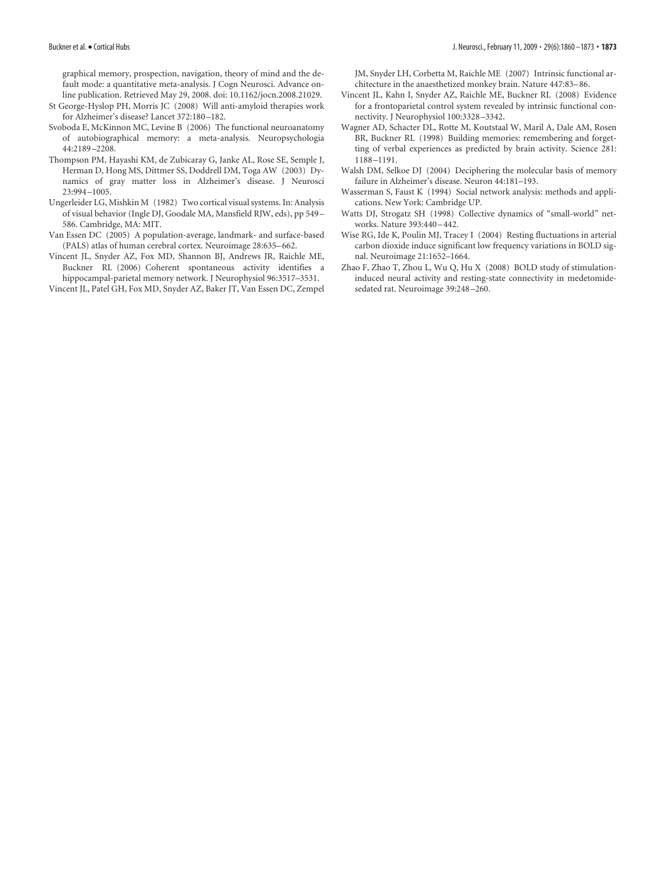graphical memory, prospection, navigation, theory of mind and the default mode: a quantitative meta-analysis. J Cogn Neurosci. Advance online publication. Retrieved May 29, 2008. doi: 10.1162/jocn.2008.21029.

St George-Hyslop PH, Morris JC (2008) Will anti-amyloid therapies work for Alzheimer's disease? Lancet 372:180–182.

Svoboda E, McKinnon MC, Levine B (2006) The functional neuroanatomy of autobiographical memory: a meta-analysis. Neuropsychologia 44:2189–2208.

Thompson PM, Hayashi KM, de Zubicaray G, Janke AL, Rose SE, Semple J, Herman D, Hong MS, Dittmer SS, Doddrell DM, Toga AW (2003) Dynamics of gray matter loss in Alzheimer's disease. J Neurosci 23:994–1005.

Ungerleider LG, Mishkin M (1982) Two cortical visual systems. In: Analysis of visual behavior (Ingle DJ, Goodale MA, Mansfield RJW, eds), pp 549–586. Cambridge, MA: MIT.

Van Essen DC (2005) A population-average, landmark- and surface-based (PALS) atlas of human cerebral cortex. Neuroimage 28:635–662.

Vincent JL, Snyder AZ, Fox MD, Shannon BJ, Andrews JR, Raichle ME, Buckner RL (2006) Coherent spontaneous activity identifies a hippocampal-parietal memory network. J Neurophysiol 96:3517–3531.

Vincent JL, Patel GH, Fox MD, Snyder AZ, Baker JT, Van Essen DC, Zempel JM, Snyder LH, Corbetta M, Raichle ME (2007) Intrinsic functional architecture in the anaesthetized monkey brain. Nature 447:83–86.

Vincent JL, Kahn I, Snyder AZ, Raichle ME, Buckner RL (2008) Evidence for a frontoparietal control system revealed by intrinsic functional connectivity. J Neurophysiol 100:3328–3342.

Wagner AD, Schacter DL, Rotte M, Koutstaal W, Maril A, Dale AM, Rosen BR, Buckner RL (1998) Building memories: remembering and forgetting of verbal experiences as predicted by brain activity. Science 281:1188–1191.

Walsh DM, Selkoe DJ (2004) Deciphering the molecular basis of memory failure in Alzheimer's disease. Neuron 44:181–193.

Wasserman S, Faust K (1994) Social network analysis: methods and applications. New York: Cambridge UP.

Watts DJ, Strogatz SH (1998) Collective dynamics of "small-world" networks. Nature 393:440–442.

Wise RG, Ide K, Poulin MJ, Tracey I (2004) Resting fluctuations in arterial carbon dioxide induce significant low frequency variations in BOLD signal. Neuroimage 21:1652–1664.

Zhao F, Zhao T, Zhou L, Wu Q, Hu X (2008) BOLD study of stimulation-induced neural activity and resting-state connectivity in medetomide-sedated rat. Neuroimage 39:248–260.